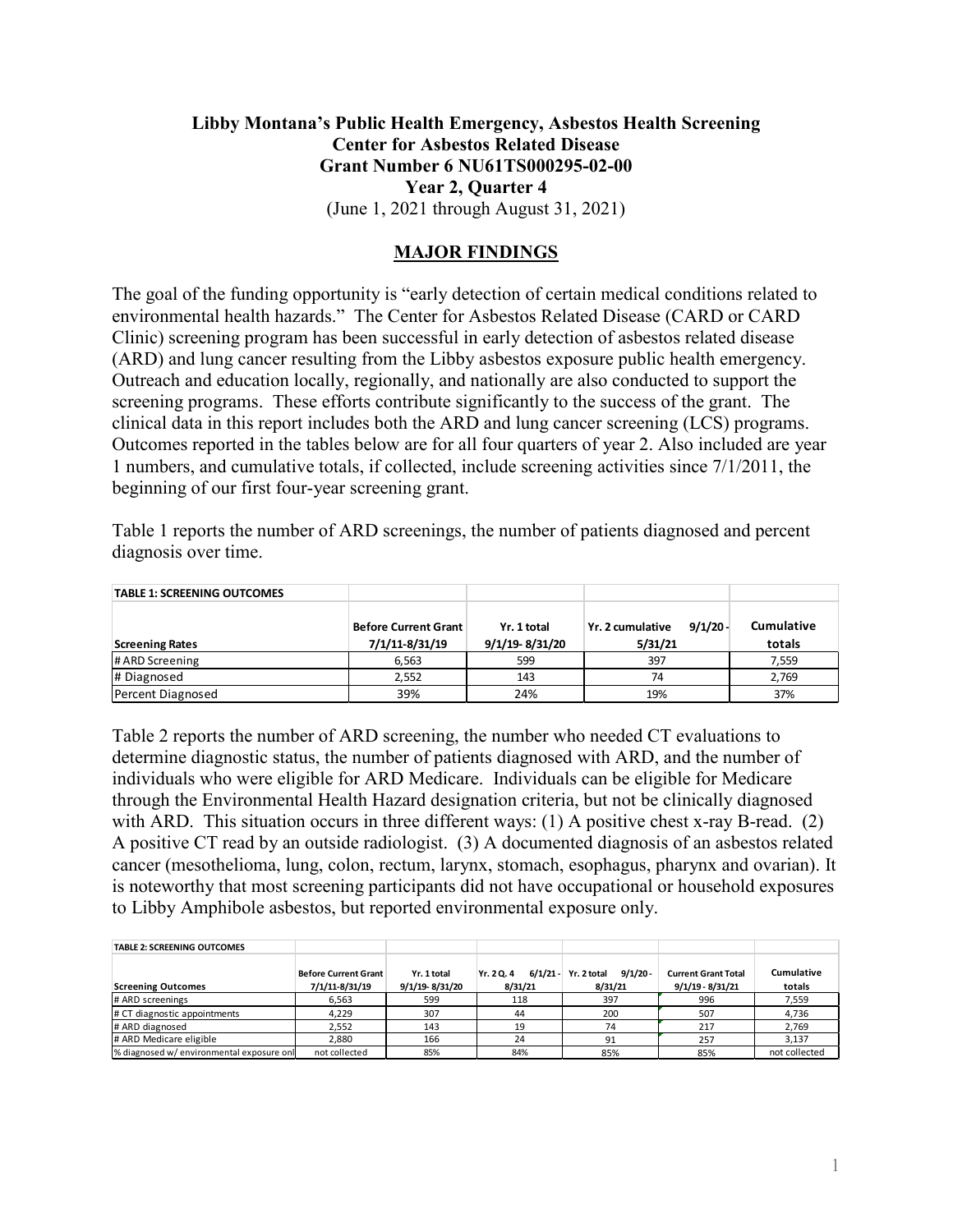**Libby Montana's Public Health Emergency, Asbestos Health Screening**
**Center for Asbestos Related Disease**
**Grant Number 6 NU61TS000295-02-00**
**Year 2, Quarter 4**
(June 1, 2021 through August 31, 2021)

## MAJOR FINDINGS

The goal of the funding opportunity is "early detection of certain medical conditions related to environmental health hazards." The Center for Asbestos Related Disease (CARD or CARD Clinic) screening program has been successful in early detection of asbestos related disease (ARD) and lung cancer resulting from the Libby asbestos exposure public health emergency. Outreach and education locally, regionally, and nationally are also conducted to support the screening programs. These efforts contribute significantly to the success of the grant. The clinical data in this report includes both the ARD and lung cancer screening (LCS) programs. Outcomes reported in the tables below are for all four quarters of year 2. Also included are year 1 numbers, and cumulative totals, if collected, include screening activities since 7/1/2011, the beginning of our first four-year screening grant.

Table 1 reports the number of ARD screenings, the number of patients diagnosed and percent diagnosis over time.

| TABLE 1: SCREENING OUTCOMES | | | | |
|---|---|---|---|---|
| Screening Rates | Before Current Grant 7/1/11-8/31/19 | Yr. 1 total 9/1/19- 8/31/20 | Yr. 2 cumulative 9/1/20 - 5/31/21 | Cumulative totals |
| # ARD Screening | 6,563 | 599 | 397 | 7,559 |
| # Diagnosed | 2,552 | 143 | 74 | 2,769 |
| Percent Diagnosed | 39% | 24% | 19% | 37% |

Table 2 reports the number of ARD screening, the number who needed CT evaluations to determine diagnostic status, the number of patients diagnosed with ARD, and the number of individuals who were eligible for ARD Medicare. Individuals can be eligible for Medicare through the Environmental Health Hazard designation criteria, but not be clinically diagnosed with ARD. This situation occurs in three different ways: (1) A positive chest x-ray B-read. (2) A positive CT read by an outside radiologist. (3) A documented diagnosis of an asbestos related cancer (mesothelioma, lung, colon, rectum, larynx, stomach, esophagus, pharynx and ovarian). It is noteworthy that most screening participants did not have occupational or household exposures to Libby Amphibole asbestos, but reported environmental exposure only.

| TABLE 2: SCREENING OUTCOMES | | | | | | |
|---|---|---|---|---|---|---|
| Screening Outcomes | Before Current Grant 7/1/11-8/31/19 | Yr. 1 total 9/1/19- 8/31/20 | Yr. 2 Q. 4 6/1/21 - 8/31/21 | Yr. 2 total 9/1/20 - 8/31/21 | Current Grant Total 9/1/19 - 8/31/21 | Cumulative totals |
| # ARD screenings | 6,563 | 599 | 118 | 397 | 996 | 7,559 |
| # CT diagnostic appointments | 4,229 | 307 | 44 | 200 | 507 | 4,736 |
| # ARD diagnosed | 2,552 | 143 | 19 | 74 | 217 | 2,769 |
| # ARD Medicare eligible | 2,880 | 166 | 24 | 91 | 257 | 3,137 |
| % diagnosed w/ environmental exposure onl | not collected | 85% | 84% | 85% | 85% | not collected |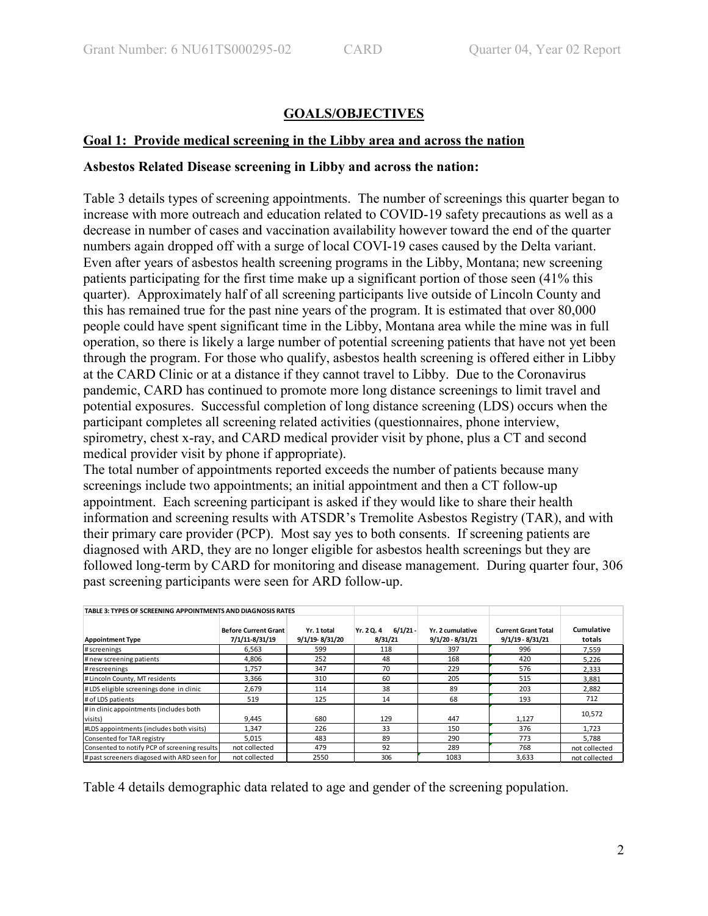## GOALS/OBJECTIVES

### Goal 1: Provide medical screening in the Libby area and across the nation

**Asbestos Related Disease screening in Libby and across the nation:**

Table 3 details types of screening appointments. The number of screenings this quarter began to increase with more outreach and education related to COVID-19 safety precautions as well as a decrease in number of cases and vaccination availability however toward the end of the quarter numbers again dropped off with a surge of local COVI-19 cases caused by the Delta variant. Even after years of asbestos health screening programs in the Libby, Montana; new screening patients participating for the first time make up a significant portion of those seen (41% this quarter). Approximately half of all screening participants live outside of Lincoln County and this has remained true for the past nine years of the program. It is estimated that over 80,000 people could have spent significant time in the Libby, Montana area while the mine was in full operation, so there is likely a large number of potential screening patients that have not yet been through the program. For those who qualify, asbestos health screening is offered either in Libby at the CARD Clinic or at a distance if they cannot travel to Libby. Due to the Coronavirus pandemic, CARD has continued to promote more long distance screenings to limit travel and potential exposures. Successful completion of long distance screening (LDS) occurs when the participant completes all screening related activities (questionnaires, phone interview, spirometry, chest x-ray, and CARD medical provider visit by phone, plus a CT and second medical provider visit by phone if appropriate).

The total number of appointments reported exceeds the number of patients because many screenings include two appointments; an initial appointment and then a CT follow-up appointment. Each screening participant is asked if they would like to share their health information and screening results with ATSDR's Tremolite Asbestos Registry (TAR), and with their primary care provider (PCP). Most say yes to both consents. If screening patients are diagnosed with ARD, they are no longer eligible for asbestos health screenings but they are followed long-term by CARD for monitoring and disease management. During quarter four, 306 past screening participants were seen for ARD follow-up.

**TABLE 3: TYPES OF SCREENING APPOINTMENTS AND DIAGNOSIS RATES**

| Appointment Type | Before Current Grant 7/1/11-8/31/19 | Yr. 1 total 9/1/19- 8/31/20 | Yr. 2 Q. 4 6/1/21 - 8/31/21 | Yr. 2 cumulative 9/1/20 - 8/31/21 | Current Grant Total 9/1/19 - 8/31/21 | Cumulative totals |
|---|---|---|---|---|---|---|
| # screenings | 6,563 | 599 | 118 | 397 | 996 | 7,559 |
| # new screening patients | 4,806 | 252 | 48 | 168 | 420 | 5,226 |
| # rescreenings | 1,757 | 347 | 70 | 229 | 576 | 2,333 |
| # Lincoln County, MT residents | 3,366 | 310 | 60 | 205 | 515 | 3,881 |
| # LDS eligible screenings done in clinic | 2,679 | 114 | 38 | 89 | 203 | 2,882 |
| # of LDS patients | 519 | 125 | 14 | 68 | 193 | 712 |
| # in clinic appointments (includes both visits) | 9,445 | 680 | 129 | 447 | 1,127 | 10,572 |
| #LDS appointments (includes both visits) | 1,347 | 226 | 33 | 150 | 376 | 1,723 |
| Consented for TAR registry | 5,015 | 483 | 89 | 290 | 773 | 5,788 |
| Consented to notify PCP of screening results | not collected | 479 | 92 | 289 | 768 | not collected |
| # past screeners diagosed with ARD seen for | not collected | 2550 | 306 | 1083 | 3,633 | not collected |

Table 4 details demographic data related to age and gender of the screening population.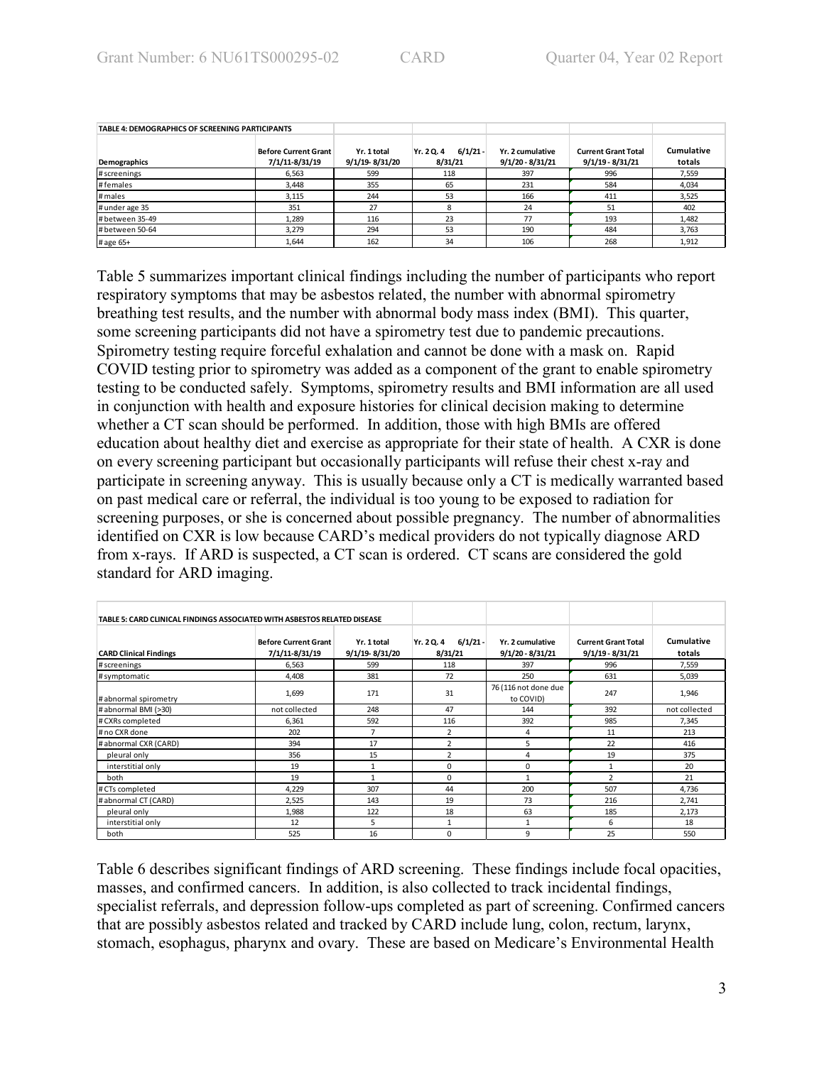| TABLE 4: DEMOGRAPHICS OF SCREENING PARTICIPANTS | | | | | | |
|---|---|---|---|---|---|---|
| **Demographics** | **Before Current Grant 7/1/11-8/31/19** | **Yr. 1 total 9/1/19- 8/31/20** | **Yr. 2 Q. 4 6/1/21 - 8/31/21** | **Yr. 2 cumulative 9/1/20 - 8/31/21** | **Current Grant Total 9/1/19 - 8/31/21** | **Cumulative totals** |
| # screenings | 6,563 | 599 | 118 | 397 | 996 | 7,559 |
| # females | 3,448 | 355 | 65 | 231 | 584 | 4,034 |
| # males | 3,115 | 244 | 53 | 166 | 411 | 3,525 |
| # under age 35 | 351 | 27 | 8 | 24 | 51 | 402 |
| # between 35-49 | 1,289 | 116 | 23 | 77 | 193 | 1,482 |
| # between 50-64 | 3,279 | 294 | 53 | 190 | 484 | 3,763 |
| # age 65+ | 1,644 | 162 | 34 | 106 | 268 | 1,912 |

Table 5 summarizes important clinical findings including the number of participants who report respiratory symptoms that may be asbestos related, the number with abnormal spirometry breathing test results, and the number with abnormal body mass index (BMI). This quarter, some screening participants did not have a spirometry test due to pandemic precautions. Spirometry testing require forceful exhalation and cannot be done with a mask on. Rapid COVID testing prior to spirometry was added as a component of the grant to enable spirometry testing to be conducted safely. Symptoms, spirometry results and BMI information are all used in conjunction with health and exposure histories for clinical decision making to determine whether a CT scan should be performed. In addition, those with high BMIs are offered education about healthy diet and exercise as appropriate for their state of health. A CXR is done on every screening participant but occasionally participants will refuse their chest x-ray and participate in screening anyway. This is usually because only a CT is medically warranted based on past medical care or referral, the individual is too young to be exposed to radiation for screening purposes, or she is concerned about possible pregnancy. The number of abnormalities identified on CXR is low because CARD's medical providers do not typically diagnose ARD from x-rays. If ARD is suspected, a CT scan is ordered. CT scans are considered the gold standard for ARD imaging.

| TABLE 5: CARD CLINICAL FINDINGS ASSOCIATED WITH ASBESTOS RELATED DISEASE | | | | | | |
|---|---|---|---|---|---|---|
| **CARD Clinical Findings** | **Before Current Grant 7/1/11-8/31/19** | **Yr. 1 total 9/1/19- 8/31/20** | **Yr. 2 Q. 4 6/1/21 - 8/31/21** | **Yr. 2 cumulative 9/1/20 - 8/31/21** | **Current Grant Total 9/1/19 - 8/31/21** | **Cumulative totals** |
| # screenings | 6,563 | 599 | 118 | 397 | 996 | 7,559 |
| # symptomatic | 4,408 | 381 | 72 | 250 | 631 | 5,039 |
| # abnormal spirometry | 1,699 | 171 | 31 | 76 (116 not done due to COVID) | 247 | 1,946 |
| # abnormal BMI (>30) | not collected | 248 | 47 | 144 | 392 | not collected |
| # CXRs completed | 6,361 | 592 | 116 | 392 | 985 | 7,345 |
| # no CXR done | 202 | 7 | 2 | 4 | 11 | 213 |
| # abnormal CXR (CARD) | 394 | 17 | 2 | 5 | 22 | 416 |
| pleural only | 356 | 15 | 2 | 4 | 19 | 375 |
| interstitial only | 19 | 1 | 0 | 0 | 1 | 20 |
| both | 19 | 1 | 0 | 1 | 2 | 21 |
| # CTs completed | 4,229 | 307 | 44 | 200 | 507 | 4,736 |
| # abnormal CT (CARD) | 2,525 | 143 | 19 | 73 | 216 | 2,741 |
| pleural only | 1,988 | 122 | 18 | 63 | 185 | 2,173 |
| interstitial only | 12 | 5 | 1 | 1 | 6 | 18 |
| both | 525 | 16 | 0 | 9 | 25 | 550 |

Table 6 describes significant findings of ARD screening. These findings include focal opacities, masses, and confirmed cancers. In addition, is also collected to track incidental findings, specialist referrals, and depression follow-ups completed as part of screening. Confirmed cancers that are possibly asbestos related and tracked by CARD include lung, colon, rectum, larynx, stomach, esophagus, pharynx and ovary. These are based on Medicare's Environmental Health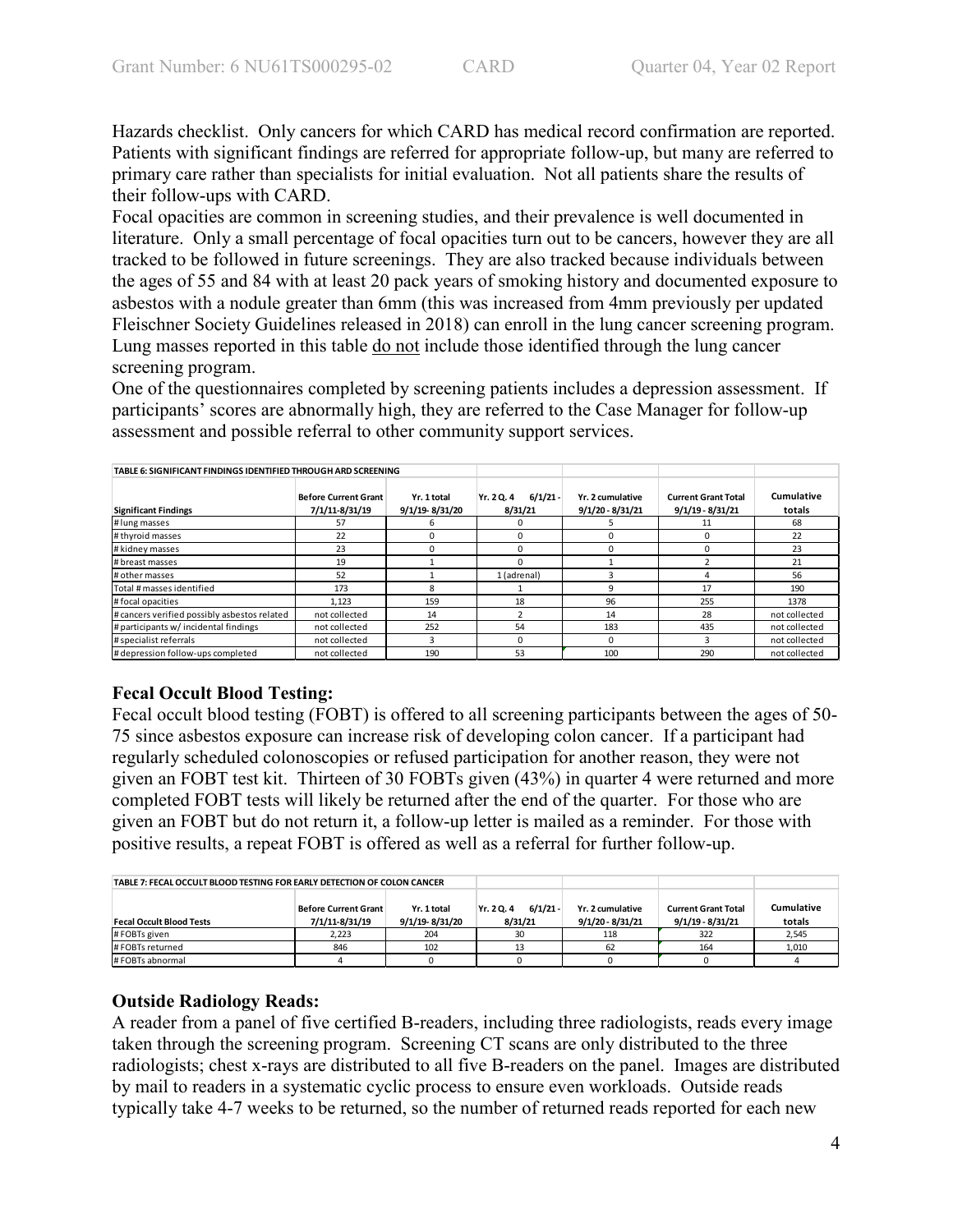Hazards checklist. Only cancers for which CARD has medical record confirmation are reported. Patients with significant findings are referred for appropriate follow-up, but many are referred to primary care rather than specialists for initial evaluation. Not all patients share the results of their follow-ups with CARD.

Focal opacities are common in screening studies, and their prevalence is well documented in literature. Only a small percentage of focal opacities turn out to be cancers, however they are all tracked to be followed in future screenings. They are also tracked because individuals between the ages of 55 and 84 with at least 20 pack years of smoking history and documented exposure to asbestos with a nodule greater than 6mm (this was increased from 4mm previously per updated Fleischner Society Guidelines released in 2018) can enroll in the lung cancer screening program. Lung masses reported in this table do not include those identified through the lung cancer screening program.

One of the questionnaires completed by screening patients includes a depression assessment. If participants' scores are abnormally high, they are referred to the Case Manager for follow-up assessment and possible referral to other community support services.

**TABLE 6: SIGNIFICANT FINDINGS IDENTIFIED THROUGH ARD SCREENING**

| Significant Findings | Before Current Grant 7/1/11-8/31/19 | Yr. 1 total 9/1/19- 8/31/20 | Yr. 2 Q. 4 6/1/21 - 8/31/21 | Yr. 2 cumulative 9/1/20 - 8/31/21 | Current Grant Total 9/1/19 - 8/31/21 | Cumulative totals |
|---|---|---|---|---|---|---|
| # lung masses | 57 | 6 | 0 | 5 | 11 | 68 |
| # thyroid masses | 22 | 0 | 0 | 0 | 0 | 22 |
| # kidney masses | 23 | 0 | 0 | 0 | 0 | 23 |
| # breast masses | 19 | 1 | 0 | 1 | 2 | 21 |
| # other masses | 52 | 1 | 1 (adrenal) | 3 | 4 | 56 |
| Total # masses identified | 173 | 8 | 1 | 9 | 17 | 190 |
| # focal opacities | 1,123 | 159 | 18 | 96 | 255 | 1378 |
| # cancers verified possibly asbestos related | not collected | 14 | 2 | 14 | 28 | not collected |
| # participants w/ incidental findings | not collected | 252 | 54 | 183 | 435 | not collected |
| # specialist referrals | not collected | 3 | 0 | 0 | 3 | not collected |
| # depression follow-ups completed | not collected | 190 | 53 | 100 | 290 | not collected |

### Fecal Occult Blood Testing:

Fecal occult blood testing (FOBT) is offered to all screening participants between the ages of 50-75 since asbestos exposure can increase risk of developing colon cancer. If a participant had regularly scheduled colonoscopies or refused participation for another reason, they were not given an FOBT test kit. Thirteen of 30 FOBTs given (43%) in quarter 4 were returned and more completed FOBT tests will likely be returned after the end of the quarter. For those who are given an FOBT but do not return it, a follow-up letter is mailed as a reminder. For those with positive results, a repeat FOBT is offered as well as a referral for further follow-up.

**TABLE 7: FECAL OCCULT BLOOD TESTING FOR EARLY DETECTION OF COLON CANCER**

| Fecal Occult Blood Tests | Before Current Grant 7/1/11-8/31/19 | Yr. 1 total 9/1/19- 8/31/20 | Yr. 2 Q. 4 6/1/21 - 8/31/21 | Yr. 2 cumulative 9/1/20 - 8/31/21 | Current Grant Total 9/1/19 - 8/31/21 | Cumulative totals |
|---|---|---|---|---|---|---|
| # FOBTs given | 2,223 | 204 | 30 | 118 | 322 | 2,545 |
| # FOBTs returned | 846 | 102 | 13 | 62 | 164 | 1,010 |
| # FOBTs abnormal | 4 | 0 | 0 | 0 | 0 | 4 |

### Outside Radiology Reads:

A reader from a panel of five certified B-readers, including three radiologists, reads every image taken through the screening program. Screening CT scans are only distributed to the three radiologists; chest x-rays are distributed to all five B-readers on the panel. Images are distributed by mail to readers in a systematic cyclic process to ensure even workloads. Outside reads typically take 4-7 weeks to be returned, so the number of returned reads reported for each new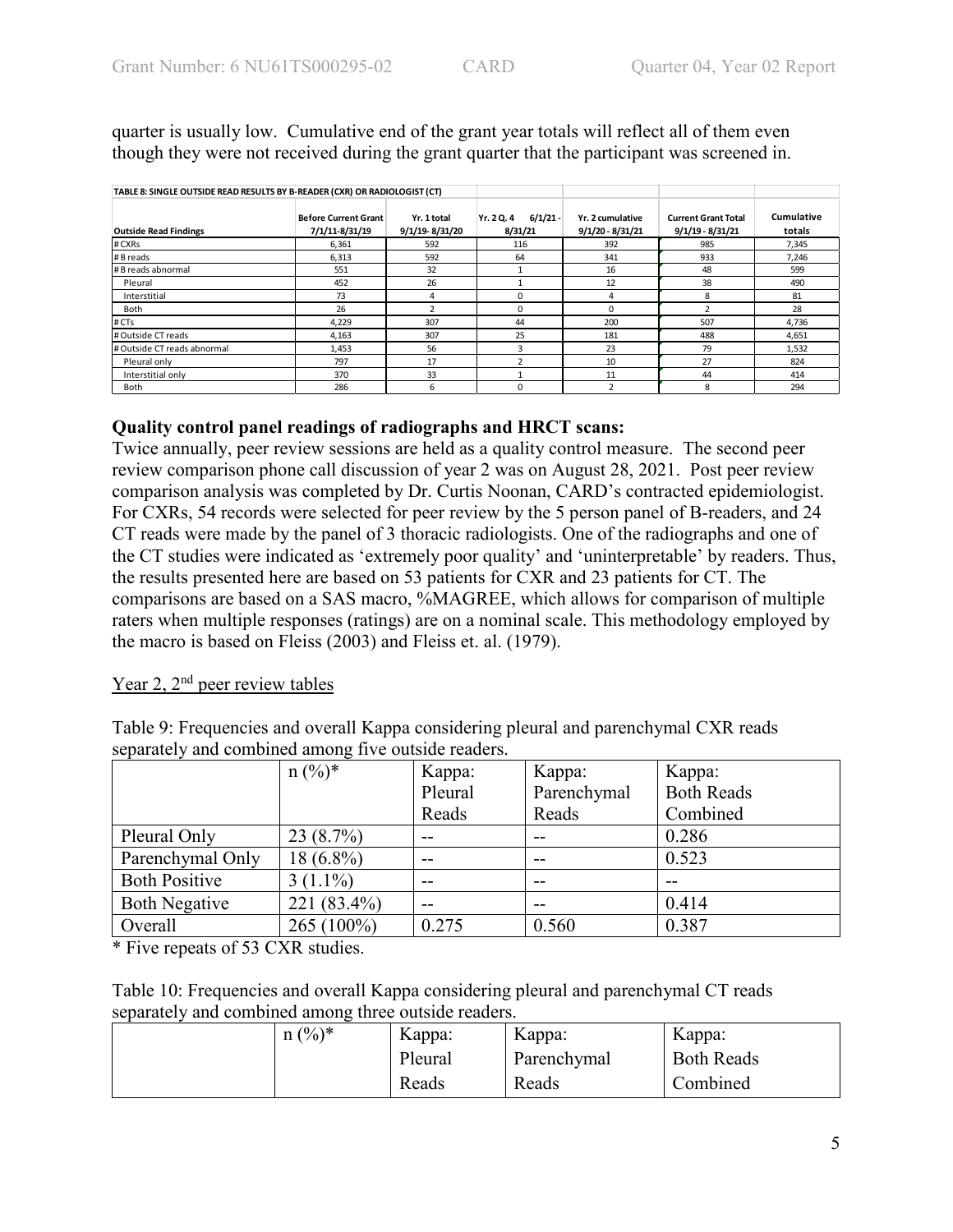quarter is usually low. Cumulative end of the grant year totals will reflect all of them even though they were not received during the grant quarter that the participant was screened in.

**TABLE 8: SINGLE OUTSIDE READ RESULTS BY B-READER (CXR) OR RADIOLOGIST (CT)**

| Outside Read Findings | Before Current Grant 7/1/11-8/31/19 | Yr. 1 total 9/1/19- 8/31/20 | Yr. 2 Q. 4 6/1/21 - 8/31/21 | Yr. 2 cumulative 9/1/20 - 8/31/21 | Current Grant Total 9/1/19 - 8/31/21 | Cumulative totals |
|---|---|---|---|---|---|---|
| # CXRs | 6,361 | 592 | 116 | 392 | 985 | 7,345 |
| # B reads | 6,313 | 592 | 64 | 341 | 933 | 7,246 |
| # B reads abnormal | 551 | 32 | 1 | 16 | 48 | 599 |
| Pleural | 452 | 26 | 1 | 12 | 38 | 490 |
| Interstitial | 73 | 4 | 0 | 4 | 8 | 81 |
| Both | 26 | 2 | 0 | 0 | 2 | 28 |
| # CTs | 4,229 | 307 | 44 | 200 | 507 | 4,736 |
| # Outside CT reads | 4,163 | 307 | 25 | 181 | 488 | 4,651 |
| # Outside CT reads abnormal | 1,453 | 56 | 3 | 23 | 79 | 1,532 |
| Pleural only | 797 | 17 | 2 | 10 | 27 | 824 |
| Interstitial only | 370 | 33 | 1 | 11 | 44 | 414 |
| Both | 286 | 6 | 0 | 2 | 8 | 294 |

**Quality control panel readings of radiographs and HRCT scans:**

Twice annually, peer review sessions are held as a quality control measure. The second peer review comparison phone call discussion of year 2 was on August 28, 2021. Post peer review comparison analysis was completed by Dr. Curtis Noonan, CARD's contracted epidemiologist. For CXRs, 54 records were selected for peer review by the 5 person panel of B-readers, and 24 CT reads were made by the panel of 3 thoracic radiologists. One of the radiographs and one of the CT studies were indicated as 'extremely poor quality' and 'uninterpretable' by readers. Thus, the results presented here are based on 53 patients for CXR and 23 patients for CT. The comparisons are based on a SAS macro, %MAGREE, which allows for comparison of multiple raters when multiple responses (ratings) are on a nominal scale. This methodology employed by the macro is based on Fleiss (2003) and Fleiss et. al. (1979).

<u>Year 2, 2nd peer review tables</u>

Table 9: Frequencies and overall Kappa considering pleural and parenchymal CXR reads separately and combined among five outside readers.

| | n (%)* | Kappa: Pleural Reads | Kappa: Parenchymal Reads | Kappa: Both Reads Combined |
|---|---|---|---|---|
| Pleural Only | 23 (8.7%) | -- | -- | 0.286 |
| Parenchymal Only | 18 (6.8%) | -- | -- | 0.523 |
| Both Positive | 3 (1.1%) | -- | -- | -- |
| Both Negative | 221 (83.4%) | -- | -- | 0.414 |
| Overall | 265 (100%) | 0.275 | 0.560 | 0.387 |

\* Five repeats of 53 CXR studies.

Table 10: Frequencies and overall Kappa considering pleural and parenchymal CT reads separately and combined among three outside readers.

| | n (%)* | Kappa: Pleural Reads | Kappa: Parenchymal Reads | Kappa: Both Reads Combined |
|---|---|---|---|---|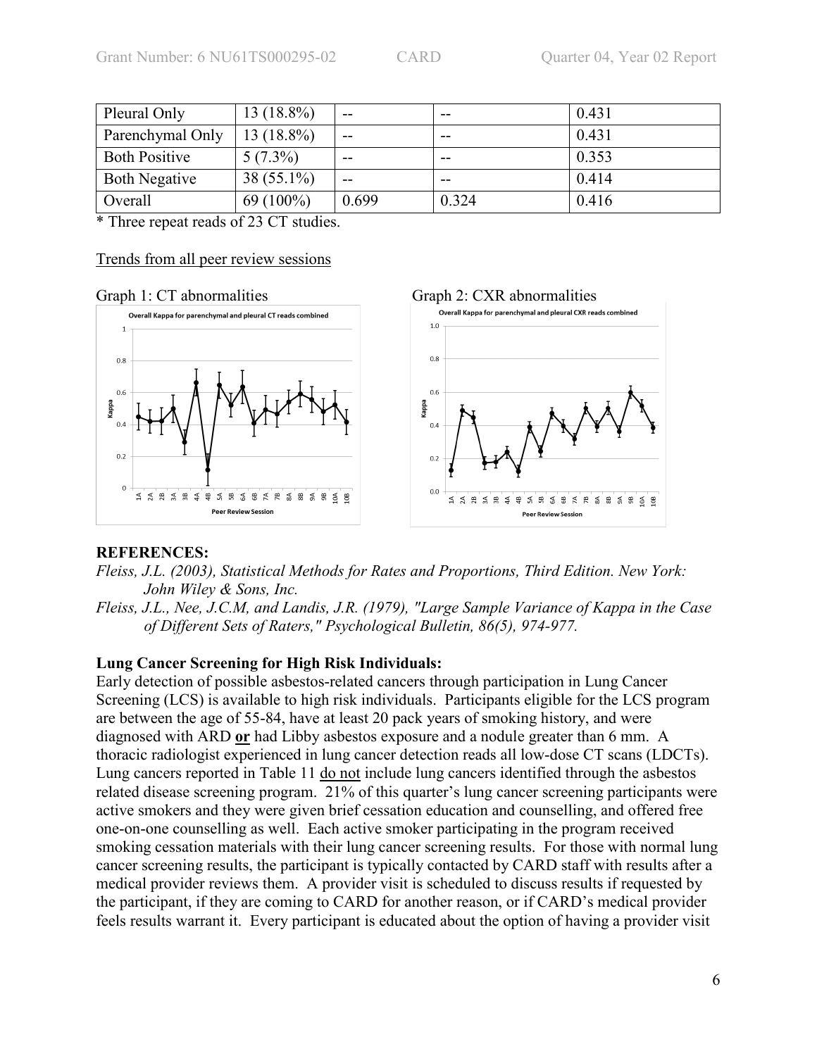| Pleural Only | 13 (18.8%) | -- | -- | 0.431 |
|---|---|---|---|---|
| Parenchymal Only | 13 (18.8%) | -- | -- | 0.431 |
| Both Positive | 5 (7.3%) | -- | -- | 0.353 |
| Both Negative | 38 (55.1%) | -- | -- | 0.414 |
| Overall | 69 (100%) | 0.699 | 0.324 | 0.416 |

* Three repeat reads of 23 CT studies.

Trends from all peer review sessions

Graph 1: CT abnormalities

Graph 2: CXR abnormalities

**REFERENCES:**

*Fleiss, J.L. (2003), Statistical Methods for Rates and Proportions, Third Edition. New York: John Wiley & Sons, Inc.*

*Fleiss, J.L., Nee, J.C.M, and Landis, J.R. (1979), "Large Sample Variance of Kappa in the Case of Different Sets of Raters," Psychological Bulletin, 86(5), 974-977.*

**Lung Cancer Screening for High Risk Individuals:**

Early detection of possible asbestos-related cancers through participation in Lung Cancer Screening (LCS) is available to high risk individuals. Participants eligible for the LCS program are between the age of 55-84, have at least 20 pack years of smoking history, and were diagnosed with ARD **or** had Libby asbestos exposure and a nodule greater than 6 mm. A thoracic radiologist experienced in lung cancer detection reads all low-dose CT scans (LDCTs). Lung cancers reported in Table 11 do not include lung cancers identified through the asbestos related disease screening program. 21% of this quarter's lung cancer screening participants were active smokers and they were given brief cessation education and counselling, and offered free one-on-one counselling as well. Each active smoker participating in the program received smoking cessation materials with their lung cancer screening results. For those with normal lung cancer screening results, the participant is typically contacted by CARD staff with results after a medical provider reviews them. A provider visit is scheduled to discuss results if requested by the participant, if they are coming to CARD for another reason, or if CARD's medical provider feels results warrant it. Every participant is educated about the option of having a provider visit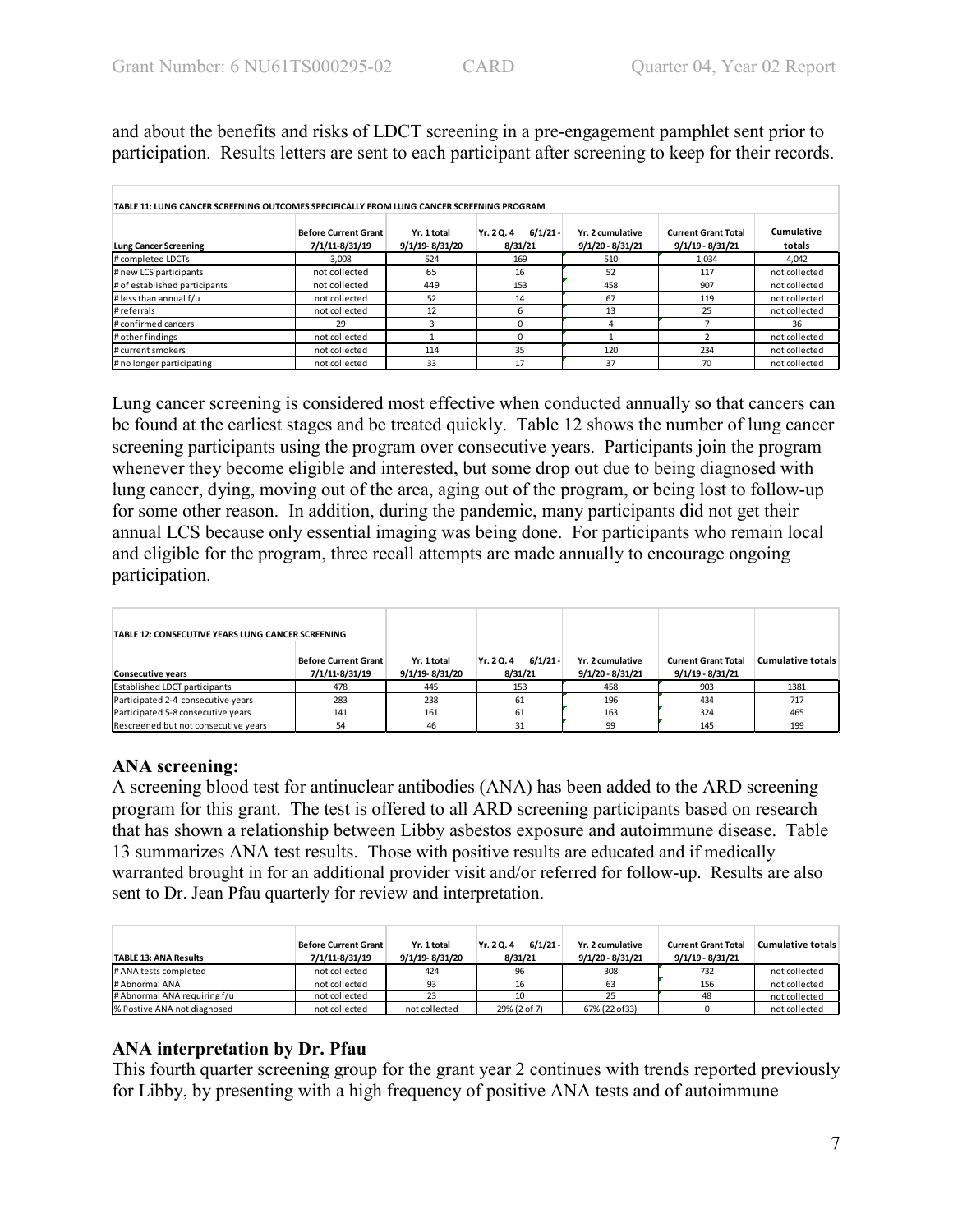and about the benefits and risks of LDCT screening in a pre-engagement pamphlet sent prior to participation. Results letters are sent to each participant after screening to keep for their records.

| TABLE 11: LUNG CANCER SCREENING OUTCOMES SPECIFICALLY FROM LUNG CANCER SCREENING PROGRAM | | | | | | |
|---|---|---|---|---|---|---|
| **Lung Cancer Screening** | **Before Current Grant 7/1/11-8/31/19** | **Yr. 1 total 9/1/19- 8/31/20** | **Yr. 2 Q. 4 6/1/21 - 8/31/21** | **Yr. 2 cumulative 9/1/20 - 8/31/21** | **Current Grant Total 9/1/19 - 8/31/21** | **Cumulative totals** |
| # completed LDCTs | 3,008 | 524 | 169 | 510 | 1,034 | 4,042 |
| # new LCS participants | not collected | 65 | 16 | 52 | 117 | not collected |
| # of established participants | not collected | 449 | 153 | 458 | 907 | not collected |
| # less than annual f/u | not collected | 52 | 14 | 67 | 119 | not collected |
| # referrals | not collected | 12 | 6 | 13 | 25 | not collected |
| # confirmed cancers | 29 | 3 | 0 | 4 | 7 | 36 |
| # other findings | not collected | 1 | 0 | 1 | 2 | not collected |
| # current smokers | not collected | 114 | 35 | 120 | 234 | not collected |
| # no longer participating | not collected | 33 | 17 | 37 | 70 | not collected |

Lung cancer screening is considered most effective when conducted annually so that cancers can be found at the earliest stages and be treated quickly. Table 12 shows the number of lung cancer screening participants using the program over consecutive years. Participants join the program whenever they become eligible and interested, but some drop out due to being diagnosed with lung cancer, dying, moving out of the area, aging out of the program, or being lost to follow-up for some other reason. In addition, during the pandemic, many participants did not get their annual LCS because only essential imaging was being done. For participants who remain local and eligible for the program, three recall attempts are made annually to encourage ongoing participation.

| TABLE 12: CONSECUTIVE YEARS LUNG CANCER SCREENING | | | | | | |
|---|---|---|---|---|---|---|
| **Consecutive years** | **Before Current Grant 7/1/11-8/31/19** | **Yr. 1 total 9/1/19- 8/31/20** | **Yr. 2 Q. 4 6/1/21 - 8/31/21** | **Yr. 2 cumulative 9/1/20 - 8/31/21** | **Current Grant Total 9/1/19 - 8/31/21** | **Cumulative totals** |
| Established LDCT participants | 478 | 445 | 153 | 458 | 903 | 1381 |
| Participated 2-4 consecutive years | 283 | 238 | 61 | 196 | 434 | 717 |
| Participated 5-8 consecutive years | 141 | 161 | 61 | 163 | 324 | 465 |
| Rescreened but not consecutive years | 54 | 46 | 31 | 99 | 145 | 199 |

### ANA screening:

A screening blood test for antinuclear antibodies (ANA) has been added to the ARD screening program for this grant. The test is offered to all ARD screening participants based on research that has shown a relationship between Libby asbestos exposure and autoimmune disease. Table 13 summarizes ANA test results. Those with positive results are educated and if medically warranted brought in for an additional provider visit and/or referred for follow-up. Results are also sent to Dr. Jean Pfau quarterly for review and interpretation.

| **TABLE 13: ANA Results** | **Before Current Grant 7/1/11-8/31/19** | **Yr. 1 total 9/1/19- 8/31/20** | **Yr. 2 Q. 4 6/1/21 - 8/31/21** | **Yr. 2 cumulative 9/1/20 - 8/31/21** | **Current Grant Total 9/1/19 - 8/31/21** | **Cumulative totals** |
|---|---|---|---|---|---|---|
| # ANA tests completed | not collected | 424 | 96 | 308 | 732 | not collected |
| # Abnormal ANA | not collected | 93 | 16 | 63 | 156 | not collected |
| # Abnormal ANA requiring f/u | not collected | 23 | 10 | 25 | 48 | not collected |
| % Postive ANA not diagnosed | not collected | not collected | 29% (2 of 7) | 67% (22 of33) | 0 | not collected |

### ANA interpretation by Dr. Pfau

This fourth quarter screening group for the grant year 2 continues with trends reported previously for Libby, by presenting with a high frequency of positive ANA tests and of autoimmune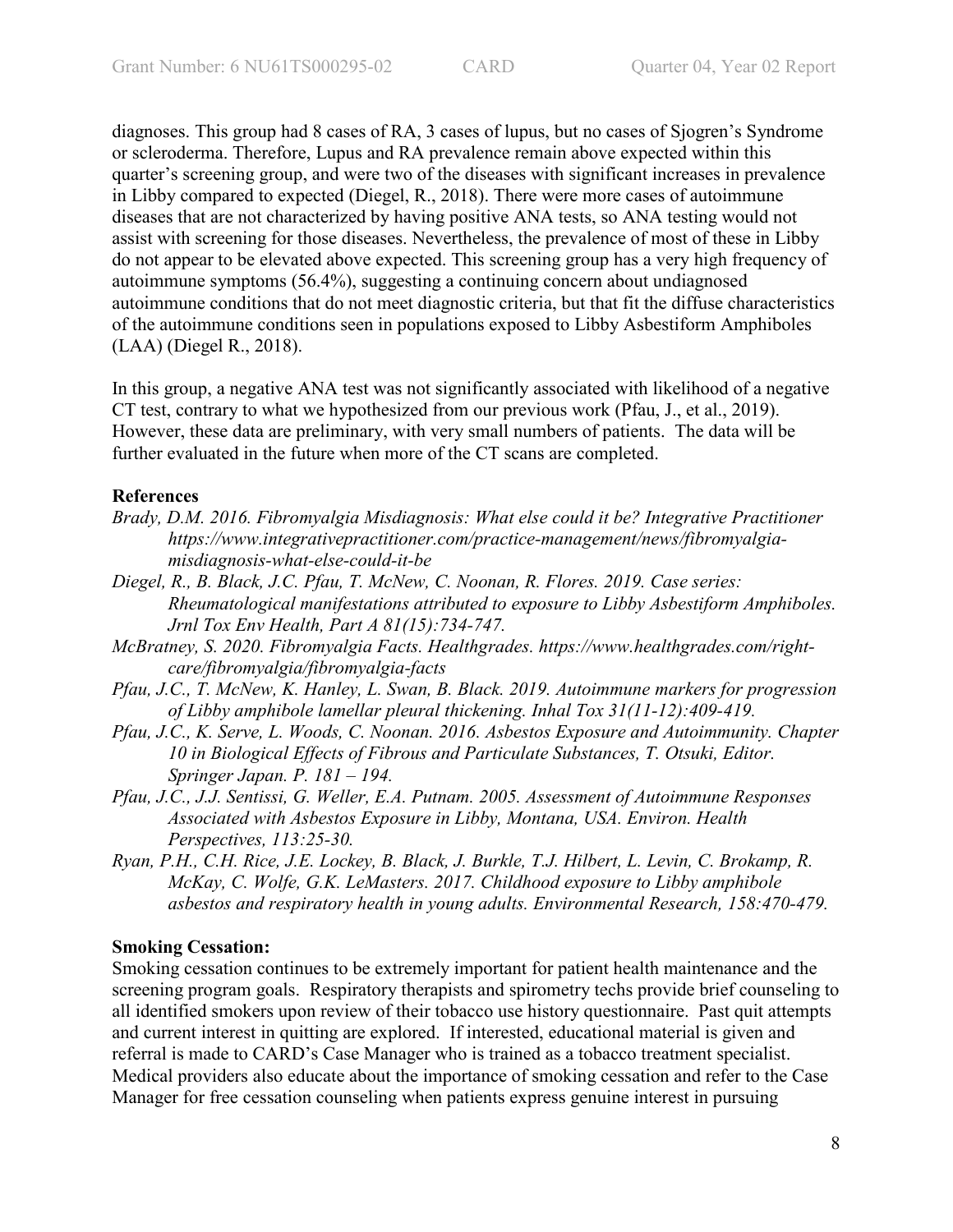diagnoses. This group had 8 cases of RA, 3 cases of lupus, but no cases of Sjogren's Syndrome or scleroderma. Therefore, Lupus and RA prevalence remain above expected within this quarter's screening group, and were two of the diseases with significant increases in prevalence in Libby compared to expected (Diegel, R., 2018). There were more cases of autoimmune diseases that are not characterized by having positive ANA tests, so ANA testing would not assist with screening for those diseases. Nevertheless, the prevalence of most of these in Libby do not appear to be elevated above expected. This screening group has a very high frequency of autoimmune symptoms (56.4%), suggesting a continuing concern about undiagnosed autoimmune conditions that do not meet diagnostic criteria, but that fit the diffuse characteristics of the autoimmune conditions seen in populations exposed to Libby Asbestiform Amphiboles (LAA) (Diegel R., 2018).

In this group, a negative ANA test was not significantly associated with likelihood of a negative CT test, contrary to what we hypothesized from our previous work (Pfau, J., et al., 2019). However, these data are preliminary, with very small numbers of patients. The data will be further evaluated in the future when more of the CT scans are completed.

**References**

*Brady, D.M. 2016. Fibromyalgia Misdiagnosis: What else could it be? Integrative Practitioner https://www.integrativepractitioner.com/practice-management/news/fibromyalgia-misdiagnosis-what-else-could-it-be*

*Diegel, R., B. Black, J.C. Pfau, T. McNew, C. Noonan, R. Flores. 2019. Case series: Rheumatological manifestations attributed to exposure to Libby Asbestiform Amphiboles. Jrnl Tox Env Health, Part A 81(15):734-747.*

*McBratney, S. 2020. Fibromyalgia Facts. Healthgrades. https://www.healthgrades.com/right-care/fibromyalgia/fibromyalgia-facts*

*Pfau, J.C., T. McNew, K. Hanley, L. Swan, B. Black. 2019. Autoimmune markers for progression of Libby amphibole lamellar pleural thickening. Inhal Tox 31(11-12):409-419.*

*Pfau, J.C., K. Serve, L. Woods, C. Noonan. 2016. Asbestos Exposure and Autoimmunity. Chapter 10 in Biological Effects of Fibrous and Particulate Substances, T. Otsuki, Editor. Springer Japan. P. 181 – 194.*

*Pfau, J.C., J.J. Sentissi, G. Weller, E.A. Putnam. 2005. Assessment of Autoimmune Responses Associated with Asbestos Exposure in Libby, Montana, USA. Environ. Health Perspectives, 113:25-30.*

*Ryan, P.H., C.H. Rice, J.E. Lockey, B. Black, J. Burkle, T.J. Hilbert, L. Levin, C. Brokamp, R. McKay, C. Wolfe, G.K. LeMasters. 2017. Childhood exposure to Libby amphibole asbestos and respiratory health in young adults. Environmental Research, 158:470-479.*

**Smoking Cessation:**

Smoking cessation continues to be extremely important for patient health maintenance and the screening program goals. Respiratory therapists and spirometry techs provide brief counseling to all identified smokers upon review of their tobacco use history questionnaire. Past quit attempts and current interest in quitting are explored. If interested, educational material is given and referral is made to CARD's Case Manager who is trained as a tobacco treatment specialist. Medical providers also educate about the importance of smoking cessation and refer to the Case Manager for free cessation counseling when patients express genuine interest in pursuing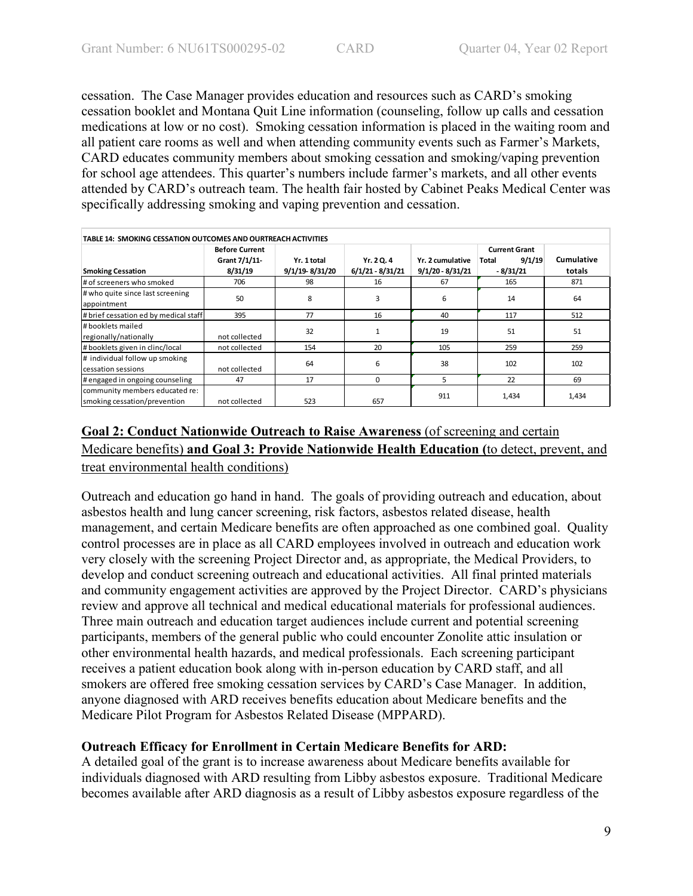cessation. The Case Manager provides education and resources such as CARD's smoking cessation booklet and Montana Quit Line information (counseling, follow up calls and cessation medications at low or no cost). Smoking cessation information is placed in the waiting room and all patient care rooms as well and when attending community events such as Farmer's Markets, CARD educates community members about smoking cessation and smoking/vaping prevention for school age attendees. This quarter's numbers include farmer's markets, and all other events attended by CARD's outreach team. The health fair hosted by Cabinet Peaks Medical Center was specifically addressing smoking and vaping prevention and cessation.

**TABLE 14: SMOKING CESSATION OUTCOMES AND OURTREACH ACTIVITIES**

| Smoking Cessation | Before Current Grant 7/1/11- 8/31/19 | Yr. 1 total 9/1/19- 8/31/20 | Yr. 2 Q. 4 6/1/21 - 8/31/21 | Yr. 2 cumulative 9/1/20 - 8/31/21 | Current Grant Total 9/1/19 - 8/31/21 | Cumulative totals |
|---|---|---|---|---|---|---|
| # of screeners who smoked | 706 | 98 | 16 | 67 | 165 | 871 |
| # who quite since last screening appointment | 50 | 8 | 3 | 6 | 14 | 64 |
| # brief cessation ed by medical staff | 395 | 77 | 16 | 40 | 117 | 512 |
| # booklets mailed regionally/nationally | not collected | 32 | 1 | 19 | 51 | 51 |
| # booklets given in clinc/local | not collected | 154 | 20 | 105 | 259 | 259 |
| # individual follow up smoking cessation sessions | not collected | 64 | 6 | 38 | 102 | 102 |
| # engaged in ongoing counseling | 47 | 17 | 0 | 5 | 22 | 69 |
| community members educated re: smoking cessation/prevention | not collected | 523 | 657 | 911 | 1,434 | 1,434 |

## Goal 2: Conduct Nationwide Outreach to Raise Awareness (of screening and certain Medicare benefits) and Goal 3: Provide Nationwide Health Education (to detect, prevent, and treat environmental health conditions)

Outreach and education go hand in hand. The goals of providing outreach and education, about asbestos health and lung cancer screening, risk factors, asbestos related disease, health management, and certain Medicare benefits are often approached as one combined goal. Quality control processes are in place as all CARD employees involved in outreach and education work very closely with the screening Project Director and, as appropriate, the Medical Providers, to develop and conduct screening outreach and educational activities. All final printed materials and community engagement activities are approved by the Project Director. CARD's physicians review and approve all technical and medical educational materials for professional audiences. Three main outreach and education target audiences include current and potential screening participants, members of the general public who could encounter Zonolite attic insulation or other environmental health hazards, and medical professionals. Each screening participant receives a patient education book along with in-person education by CARD staff, and all smokers are offered free smoking cessation services by CARD's Case Manager. In addition, anyone diagnosed with ARD receives benefits education about Medicare benefits and the Medicare Pilot Program for Asbestos Related Disease (MPPARD).

**Outreach Efficacy for Enrollment in Certain Medicare Benefits for ARD:**

A detailed goal of the grant is to increase awareness about Medicare benefits available for individuals diagnosed with ARD resulting from Libby asbestos exposure. Traditional Medicare becomes available after ARD diagnosis as a result of Libby asbestos exposure regardless of the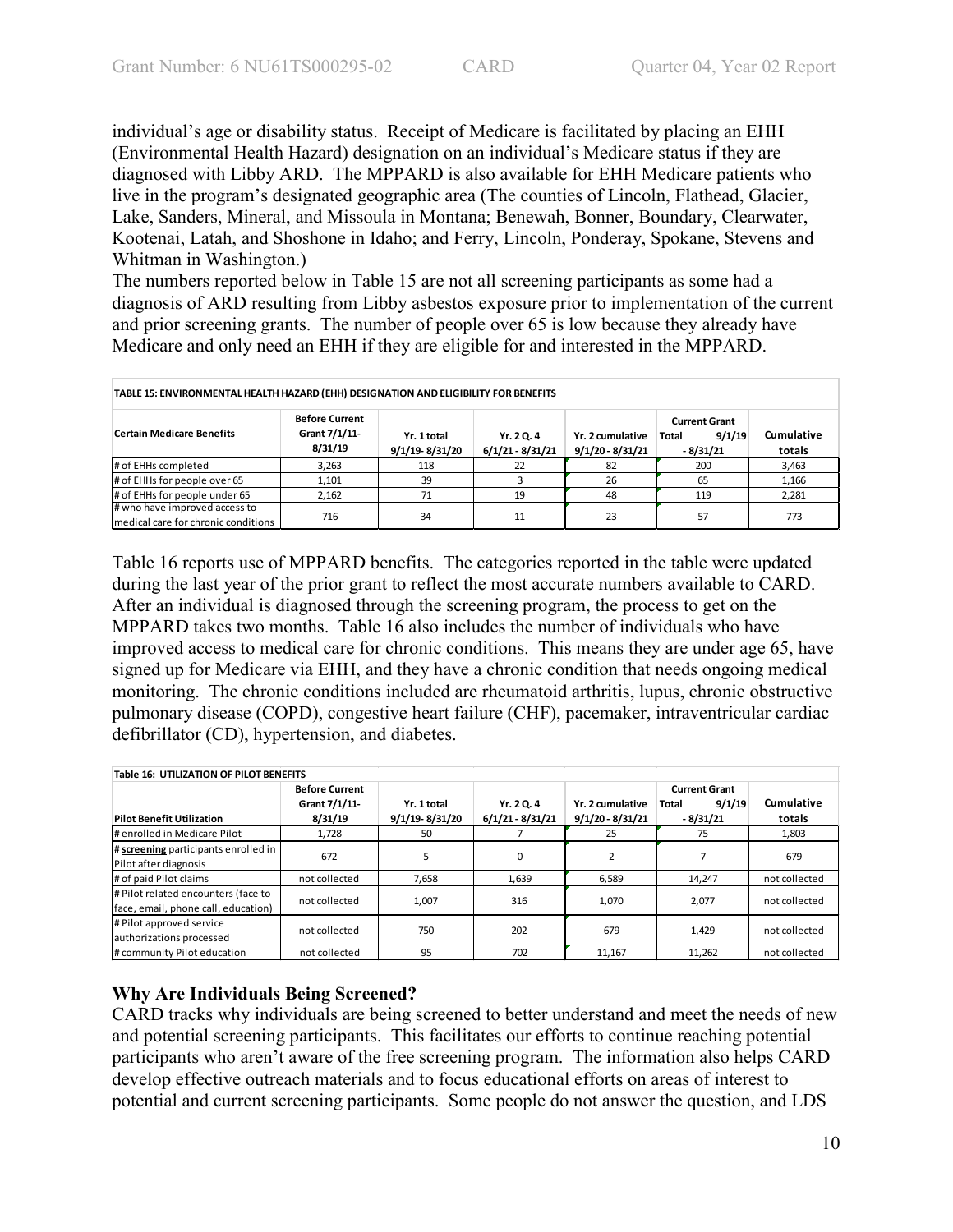individual's age or disability status. Receipt of Medicare is facilitated by placing an EHH (Environmental Health Hazard) designation on an individual's Medicare status if they are diagnosed with Libby ARD. The MPPARD is also available for EHH Medicare patients who live in the program's designated geographic area (The counties of Lincoln, Flathead, Glacier, Lake, Sanders, Mineral, and Missoula in Montana; Benewah, Bonner, Boundary, Clearwater, Kootenai, Latah, and Shoshone in Idaho; and Ferry, Lincoln, Ponderay, Spokane, Stevens and Whitman in Washington.)

The numbers reported below in Table 15 are not all screening participants as some had a diagnosis of ARD resulting from Libby asbestos exposure prior to implementation of the current and prior screening grants. The number of people over 65 is low because they already have Medicare and only need an EHH if they are eligible for and interested in the MPPARD.

**TABLE 15: ENVIRONMENTAL HEALTH HAZARD (EHH) DESIGNATION AND ELIGIBILITY FOR BENEFITS**

| Certain Medicare Benefits | Before Current Grant 7/1/11-8/31/19 | Yr. 1 total 9/1/19- 8/31/20 | Yr. 2 Q. 4 6/1/21 - 8/31/21 | Yr. 2 cumulative 9/1/20 - 8/31/21 | Current Grant Total 9/1/19 - 8/31/21 | Cumulative totals |
|---|---|---|---|---|---|---|
| # of EHHs completed | 3,263 | 118 | 22 | 82 | 200 | 3,463 |
| # of EHHs for people over 65 | 1,101 | 39 | 3 | 26 | 65 | 1,166 |
| # of EHHs for people under 65 | 2,162 | 71 | 19 | 48 | 119 | 2,281 |
| # who have improved access to medical care for chronic conditions | 716 | 34 | 11 | 23 | 57 | 773 |

Table 16 reports use of MPPARD benefits. The categories reported in the table were updated during the last year of the prior grant to reflect the most accurate numbers available to CARD. After an individual is diagnosed through the screening program, the process to get on the MPPARD takes two months. Table 16 also includes the number of individuals who have improved access to medical care for chronic conditions. This means they are under age 65, have signed up for Medicare via EHH, and they have a chronic condition that needs ongoing medical monitoring. The chronic conditions included are rheumatoid arthritis, lupus, chronic obstructive pulmonary disease (COPD), congestive heart failure (CHF), pacemaker, intraventricular cardiac defibrillator (CD), hypertension, and diabetes.

**Table 16: UTILIZATION OF PILOT BENEFITS**

| Pilot Benefit Utilization | Before Current Grant 7/1/11-8/31/19 | Yr. 1 total 9/1/19- 8/31/20 | Yr. 2 Q. 4 6/1/21 - 8/31/21 | Yr. 2 cumulative 9/1/20 - 8/31/21 | Current Grant Total 9/1/19 - 8/31/21 | Cumulative totals |
|---|---|---|---|---|---|---|
| # enrolled in Medicare Pilot | 1,728 | 50 | 7 | 25 | 75 | 1,803 |
| # **screening** participants enrolled in Pilot after diagnosis | 672 | 5 | 0 | 2 | 7 | 679 |
| # of paid Pilot claims | not collected | 7,658 | 1,639 | 6,589 | 14,247 | not collected |
| # Pilot related encounters (face to face, email, phone call, education) | not collected | 1,007 | 316 | 1,070 | 2,077 | not collected |
| # Pilot approved service authorizations processed | not collected | 750 | 202 | 679 | 1,429 | not collected |
| # community Pilot education | not collected | 95 | 702 | 11,167 | 11,262 | not collected |

## Why Are Individuals Being Screened?

CARD tracks why individuals are being screened to better understand and meet the needs of new and potential screening participants. This facilitates our efforts to continue reaching potential participants who aren't aware of the free screening program. The information also helps CARD develop effective outreach materials and to focus educational efforts on areas of interest to potential and current screening participants. Some people do not answer the question, and LDS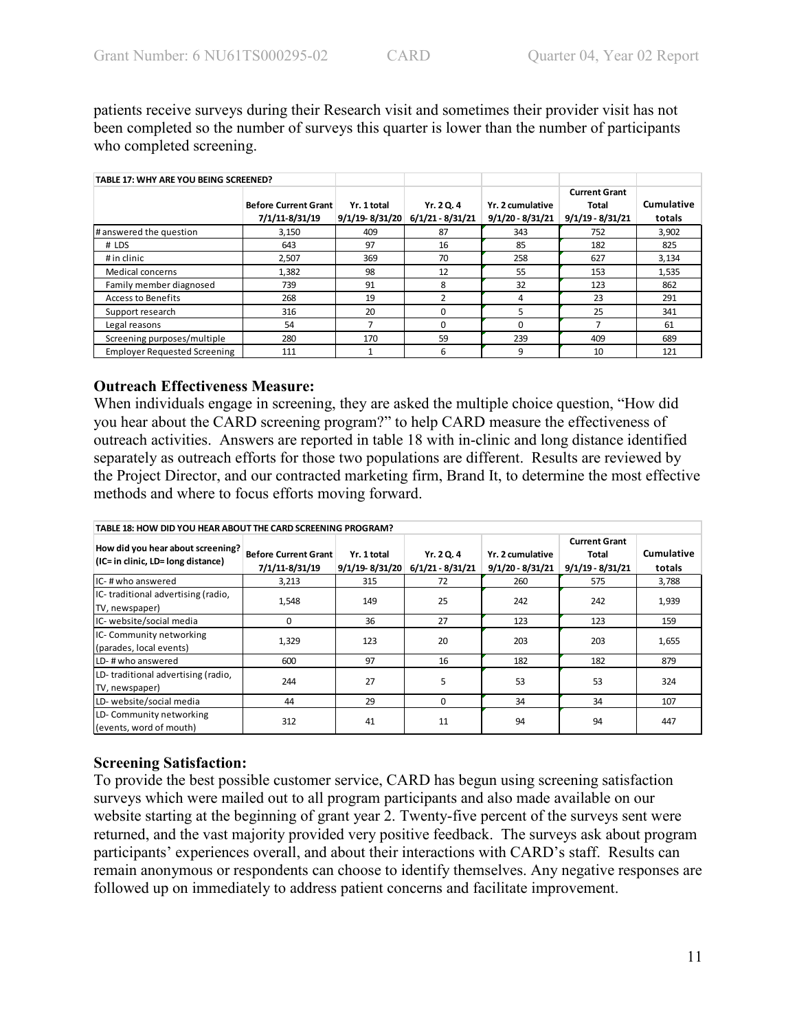patients receive surveys during their Research visit and sometimes their provider visit has not been completed so the number of surveys this quarter is lower than the number of participants who completed screening.

| TABLE 17: WHY ARE YOU BEING SCREENED? | | | | | | |
|---|---|---|---|---|---|---|
| | Before Current Grant 7/1/11-8/31/19 | Yr. 1 total 9/1/19- 8/31/20 | Yr. 2 Q. 4 6/1/21 - 8/31/21 | Yr. 2 cumulative 9/1/20 - 8/31/21 | Current Grant Total 9/1/19 - 8/31/21 | Cumulative totals |
| # answered the question | 3,150 | 409 | 87 | 343 | 752 | 3,902 |
| # LDS | 643 | 97 | 16 | 85 | 182 | 825 |
| # in clinic | 2,507 | 369 | 70 | 258 | 627 | 3,134 |
| Medical concerns | 1,382 | 98 | 12 | 55 | 153 | 1,535 |
| Family member diagnosed | 739 | 91 | 8 | 32 | 123 | 862 |
| Access to Benefits | 268 | 19 | 2 | 4 | 23 | 291 |
| Support research | 316 | 20 | 0 | 5 | 25 | 341 |
| Legal reasons | 54 | 7 | 0 | 0 | 7 | 61 |
| Screening purposes/multiple | 280 | 170 | 59 | 239 | 409 | 689 |
| Employer Requested Screening | 111 | 1 | 6 | 9 | 10 | 121 |

### Outreach Effectiveness Measure:

When individuals engage in screening, they are asked the multiple choice question, "How did you hear about the CARD screening program?" to help CARD measure the effectiveness of outreach activities. Answers are reported in table 18 with in-clinic and long distance identified separately as outreach efforts for those two populations are different. Results are reviewed by the Project Director, and our contracted marketing firm, Brand It, to determine the most effective methods and where to focus efforts moving forward.

| TABLE 18: HOW DID YOU HEAR ABOUT THE CARD SCREENING PROGRAM? | | | | | | |
|---|---|---|---|---|---|---|
| How did you hear about screening? (IC= in clinic, LD= long distance) | Before Current Grant 7/1/11-8/31/19 | Yr. 1 total 9/1/19- 8/31/20 | Yr. 2 Q. 4 6/1/21 - 8/31/21 | Yr. 2 cumulative 9/1/20 - 8/31/21 | Current Grant Total 9/1/19 - 8/31/21 | Cumulative totals |
| IC- # who answered | 3,213 | 315 | 72 | 260 | 575 | 3,788 |
| IC- traditional advertising (radio, TV, newspaper) | 1,548 | 149 | 25 | 242 | 242 | 1,939 |
| IC- website/social media | 0 | 36 | 27 | 123 | 123 | 159 |
| IC- Community networking (parades, local events) | 1,329 | 123 | 20 | 203 | 203 | 1,655 |
| LD- # who answered | 600 | 97 | 16 | 182 | 182 | 879 |
| LD- traditional advertising (radio, TV, newspaper) | 244 | 27 | 5 | 53 | 53 | 324 |
| LD- website/social media | 44 | 29 | 0 | 34 | 34 | 107 |
| LD- Community networking (events, word of mouth) | 312 | 41 | 11 | 94 | 94 | 447 |

### Screening Satisfaction:

To provide the best possible customer service, CARD has begun using screening satisfaction surveys which were mailed out to all program participants and also made available on our website starting at the beginning of grant year 2. Twenty-five percent of the surveys sent were returned, and the vast majority provided very positive feedback. The surveys ask about program participants' experiences overall, and about their interactions with CARD's staff. Results can remain anonymous or respondents can choose to identify themselves. Any negative responses are followed up on immediately to address patient concerns and facilitate improvement.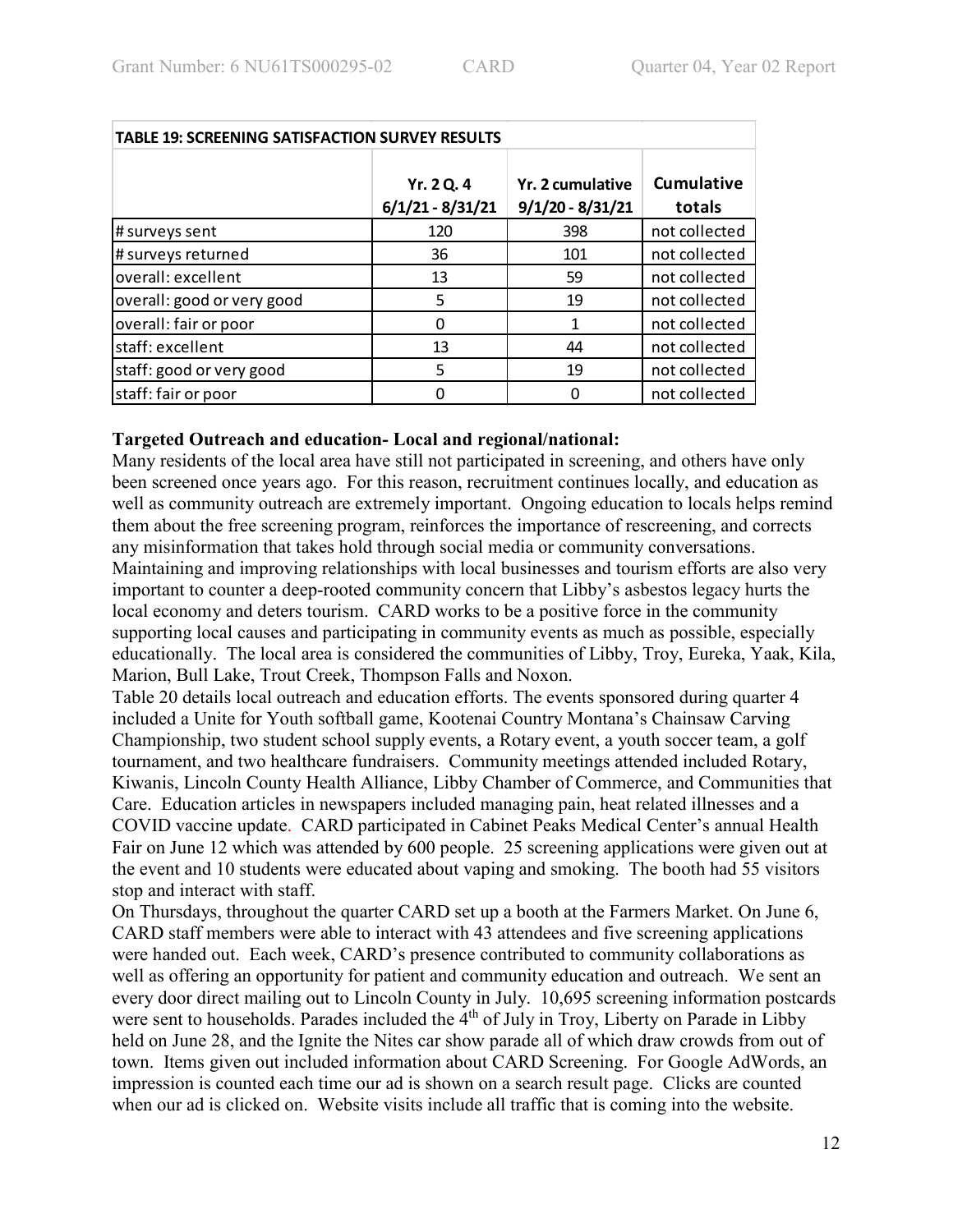| TABLE 19: SCREENING SATISFACTION SURVEY RESULTS | | | |
|---|---|---|---|
| | Yr. 2 Q. 4 6/1/21 - 8/31/21 | Yr. 2 cumulative 9/1/20 - 8/31/21 | Cumulative totals |
| # surveys sent | 120 | 398 | not collected |
| # surveys returned | 36 | 101 | not collected |
| overall: excellent | 13 | 59 | not collected |
| overall: good or very good | 5 | 19 | not collected |
| overall: fair or poor | 0 | 1 | not collected |
| staff: excellent | 13 | 44 | not collected |
| staff: good or very good | 5 | 19 | not collected |
| staff: fair or poor | 0 | 0 | not collected |

**Targeted Outreach and education- Local and regional/national:**

Many residents of the local area have still not participated in screening, and others have only been screened once years ago. For this reason, recruitment continues locally, and education as well as community outreach are extremely important. Ongoing education to locals helps remind them about the free screening program, reinforces the importance of rescreening, and corrects any misinformation that takes hold through social media or community conversations. Maintaining and improving relationships with local businesses and tourism efforts are also very important to counter a deep-rooted community concern that Libby's asbestos legacy hurts the local economy and deters tourism. CARD works to be a positive force in the community supporting local causes and participating in community events as much as possible, especially educationally. The local area is considered the communities of Libby, Troy, Eureka, Yaak, Kila, Marion, Bull Lake, Trout Creek, Thompson Falls and Noxon.

Table 20 details local outreach and education efforts. The events sponsored during quarter 4 included a Unite for Youth softball game, Kootenai Country Montana's Chainsaw Carving Championship, two student school supply events, a Rotary event, a youth soccer team, a golf tournament, and two healthcare fundraisers. Community meetings attended included Rotary, Kiwanis, Lincoln County Health Alliance, Libby Chamber of Commerce, and Communities that Care. Education articles in newspapers included managing pain, heat related illnesses and a COVID vaccine update. CARD participated in Cabinet Peaks Medical Center's annual Health Fair on June 12 which was attended by 600 people. 25 screening applications were given out at the event and 10 students were educated about vaping and smoking. The booth had 55 visitors stop and interact with staff.

On Thursdays, throughout the quarter CARD set up a booth at the Farmers Market. On June 6, CARD staff members were able to interact with 43 attendees and five screening applications were handed out. Each week, CARD's presence contributed to community collaborations as well as offering an opportunity for patient and community education and outreach. We sent an every door direct mailing out to Lincoln County in July. 10,695 screening information postcards were sent to households. Parades included the 4th of July in Troy, Liberty on Parade in Libby held on June 28, and the Ignite the Nites car show parade all of which draw crowds from out of town. Items given out included information about CARD Screening. For Google AdWords, an impression is counted each time our ad is shown on a search result page. Clicks are counted when our ad is clicked on. Website visits include all traffic that is coming into the website.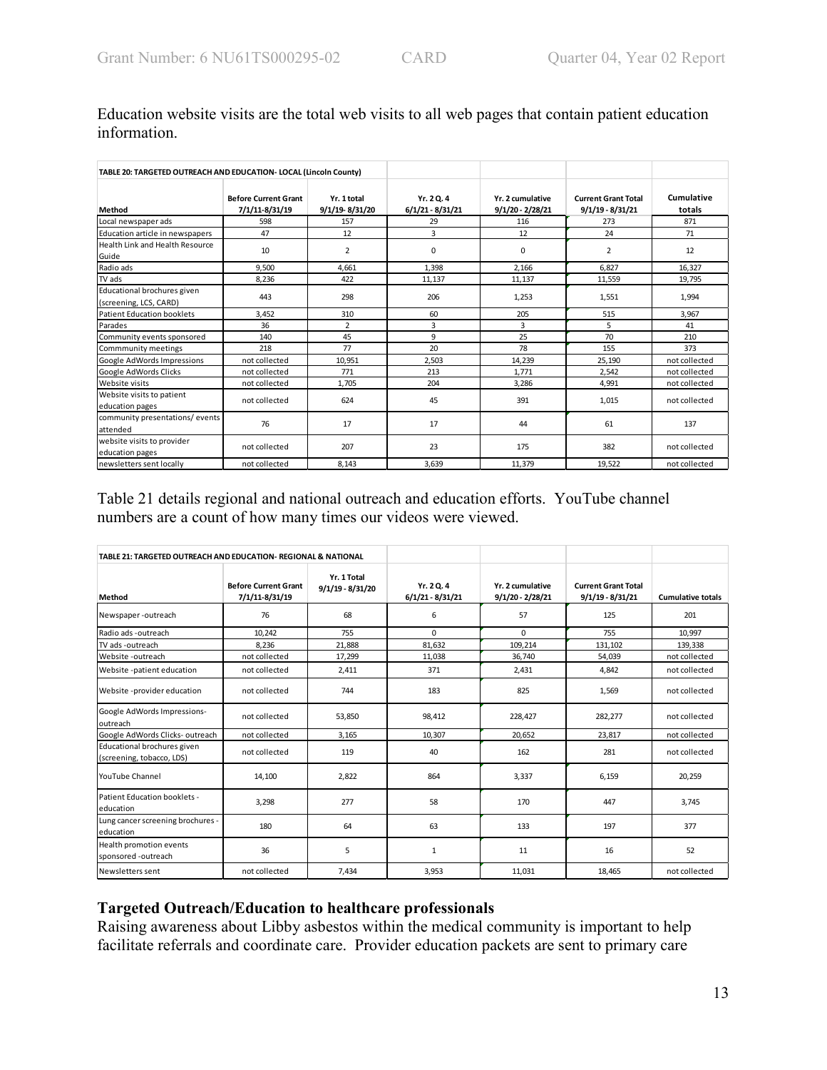Education website visits are the total web visits to all web pages that contain patient education information.

**TABLE 20: TARGETED OUTREACH AND EDUCATION- LOCAL (Lincoln County)**

| Method | Before Current Grant 7/1/11-8/31/19 | Yr. 1 total 9/1/19- 8/31/20 | Yr. 2 Q. 4 6/1/21 - 8/31/21 | Yr. 2 cumulative 9/1/20 - 2/28/21 | Current Grant Total 9/1/19 - 8/31/21 | Cumulative totals |
|---|---|---|---|---|---|---|
| Local newspaper ads | 598 | 157 | 29 | 116 | 273 | 871 |
| Education article in newspapers | 47 | 12 | 3 | 12 | 24 | 71 |
| Health Link and Health Resource Guide | 10 | 2 | 0 | 0 | 2 | 12 |
| Radio ads | 9,500 | 4,661 | 1,398 | 2,166 | 6,827 | 16,327 |
| TV ads | 8,236 | 422 | 11,137 | 11,137 | 11,559 | 19,795 |
| Educational brochures given (screening, LCS, CARD) | 443 | 298 | 206 | 1,253 | 1,551 | 1,994 |
| Patient Education booklets | 3,452 | 310 | 60 | 205 | 515 | 3,967 |
| Parades | 36 | 2 | 3 | 3 | 5 | 41 |
| Community events sponsored | 140 | 45 | 9 | 25 | 70 | 210 |
| Commmunity meetings | 218 | 77 | 20 | 78 | 155 | 373 |
| Google AdWords Impressions | not collected | 10,951 | 2,503 | 14,239 | 25,190 | not collected |
| Google AdWords Clicks | not collected | 771 | 213 | 1,771 | 2,542 | not collected |
| Website visits | not collected | 1,705 | 204 | 3,286 | 4,991 | not collected |
| Website visits to patient education pages | not collected | 624 | 45 | 391 | 1,015 | not collected |
| community presentations/ events attended | 76 | 17 | 17 | 44 | 61 | 137 |
| website visits to provider education pages | not collected | 207 | 23 | 175 | 382 | not collected |
| newsletters sent locally | not collected | 8,143 | 3,639 | 11,379 | 19,522 | not collected |

Table 21 details regional and national outreach and education efforts. YouTube channel numbers are a count of how many times our videos were viewed.

**TABLE 21: TARGETED OUTREACH AND EDUCATION- REGIONAL & NATIONAL**

| Method | Before Current Grant 7/1/11-8/31/19 | Yr. 1 Total 9/1/19 - 8/31/20 | Yr. 2 Q. 4 6/1/21 - 8/31/21 | Yr. 2 cumulative 9/1/20 - 2/28/21 | Current Grant Total 9/1/19 - 8/31/21 | Cumulative totals |
|---|---|---|---|---|---|---|
| Newspaper -outreach | 76 | 68 | 6 | 57 | 125 | 201 |
| Radio ads -outreach | 10,242 | 755 | 0 | 0 | 755 | 10,997 |
| TV ads -outreach | 8,236 | 21,888 | 81,632 | 109,214 | 131,102 | 139,338 |
| Website -outreach | not collected | 17,299 | 11,038 | 36,740 | 54,039 | not collected |
| Website -patient education | not collected | 2,411 | 371 | 2,431 | 4,842 | not collected |
| Website -provider education | not collected | 744 | 183 | 825 | 1,569 | not collected |
| Google AdWords Impressions-outreach | not collected | 53,850 | 98,412 | 228,427 | 282,277 | not collected |
| Google AdWords Clicks- outreach | not collected | 3,165 | 10,307 | 20,652 | 23,817 | not collected |
| Educational brochures given (screening, tobacco, LDS) | not collected | 119 | 40 | 162 | 281 | not collected |
| YouTube Channel | 14,100 | 2,822 | 864 | 3,337 | 6,159 | 20,259 |
| Patient Education booklets - education | 3,298 | 277 | 58 | 170 | 447 | 3,745 |
| Lung cancer screening brochures - education | 180 | 64 | 63 | 133 | 197 | 377 |
| Health promotion events sponsored -outreach | 36 | 5 | 1 | 11 | 16 | 52 |
| Newsletters sent | not collected | 7,434 | 3,953 | 11,031 | 18,465 | not collected |

### Targeted Outreach/Education to healthcare professionals

Raising awareness about Libby asbestos within the medical community is important to help facilitate referrals and coordinate care. Provider education packets are sent to primary care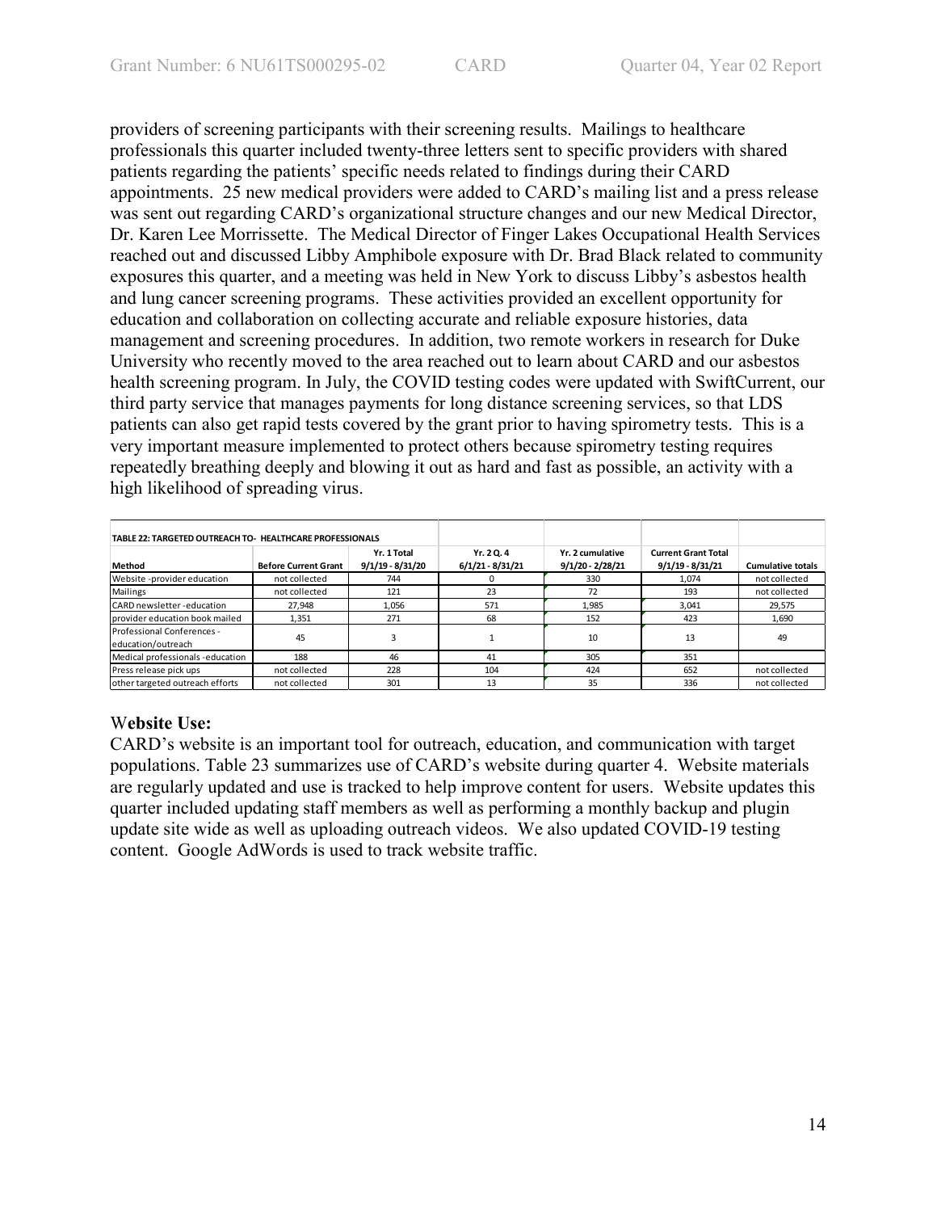providers of screening participants with their screening results. Mailings to healthcare professionals this quarter included twenty-three letters sent to specific providers with shared patients regarding the patients' specific needs related to findings during their CARD appointments. 25 new medical providers were added to CARD's mailing list and a press release was sent out regarding CARD's organizational structure changes and our new Medical Director, Dr. Karen Lee Morrissette. The Medical Director of Finger Lakes Occupational Health Services reached out and discussed Libby Amphibole exposure with Dr. Brad Black related to community exposures this quarter, and a meeting was held in New York to discuss Libby's asbestos health and lung cancer screening programs. These activities provided an excellent opportunity for education and collaboration on collecting accurate and reliable exposure histories, data management and screening procedures. In addition, two remote workers in research for Duke University who recently moved to the area reached out to learn about CARD and our asbestos health screening program. In July, the COVID testing codes were updated with SwiftCurrent, our third party service that manages payments for long distance screening services, so that LDS patients can also get rapid tests covered by the grant prior to having spirometry tests. This is a very important measure implemented to protect others because spirometry testing requires repeatedly breathing deeply and blowing it out as hard and fast as possible, an activity with a high likelihood of spreading virus.

**TABLE 22: TARGETED OUTREACH TO- HEALTHCARE PROFESSIONALS**

| Method | Before Current Grant | Yr. 1 Total 9/1/19 - 8/31/20 | Yr. 2 Q. 4 6/1/21 - 8/31/21 | Yr. 2 cumulative 9/1/20 - 2/28/21 | Current Grant Total 9/1/19 - 8/31/21 | Cumulative totals |
|---|---|---|---|---|---|---|
| Website -provider education | not collected | 744 | 0 | 330 | 1,074 | not collected |
| Mailings | not collected | 121 | 23 | 72 | 193 | not collected |
| CARD newsletter -education | 27,948 | 1,056 | 571 | 1,985 | 3,041 | 29,575 |
| provider education book mailed | 1,351 | 271 | 68 | 152 | 423 | 1,690 |
| Professional Conferences - education/outreach | 45 | 3 | 1 | 10 | 13 | 49 |
| Medical professionals -education | 188 | 46 | 41 | 305 | 351 | |
| Press release pick ups | not collected | 228 | 104 | 424 | 652 | not collected |
| other targeted outreach efforts | not collected | 301 | 13 | 35 | 336 | not collected |

**Website Use:**

CARD's website is an important tool for outreach, education, and communication with target populations. Table 23 summarizes use of CARD's website during quarter 4. Website materials are regularly updated and use is tracked to help improve content for users. Website updates this quarter included updating staff members as well as performing a monthly backup and plugin update site wide as well as uploading outreach videos. We also updated COVID-19 testing content. Google AdWords is used to track website traffic.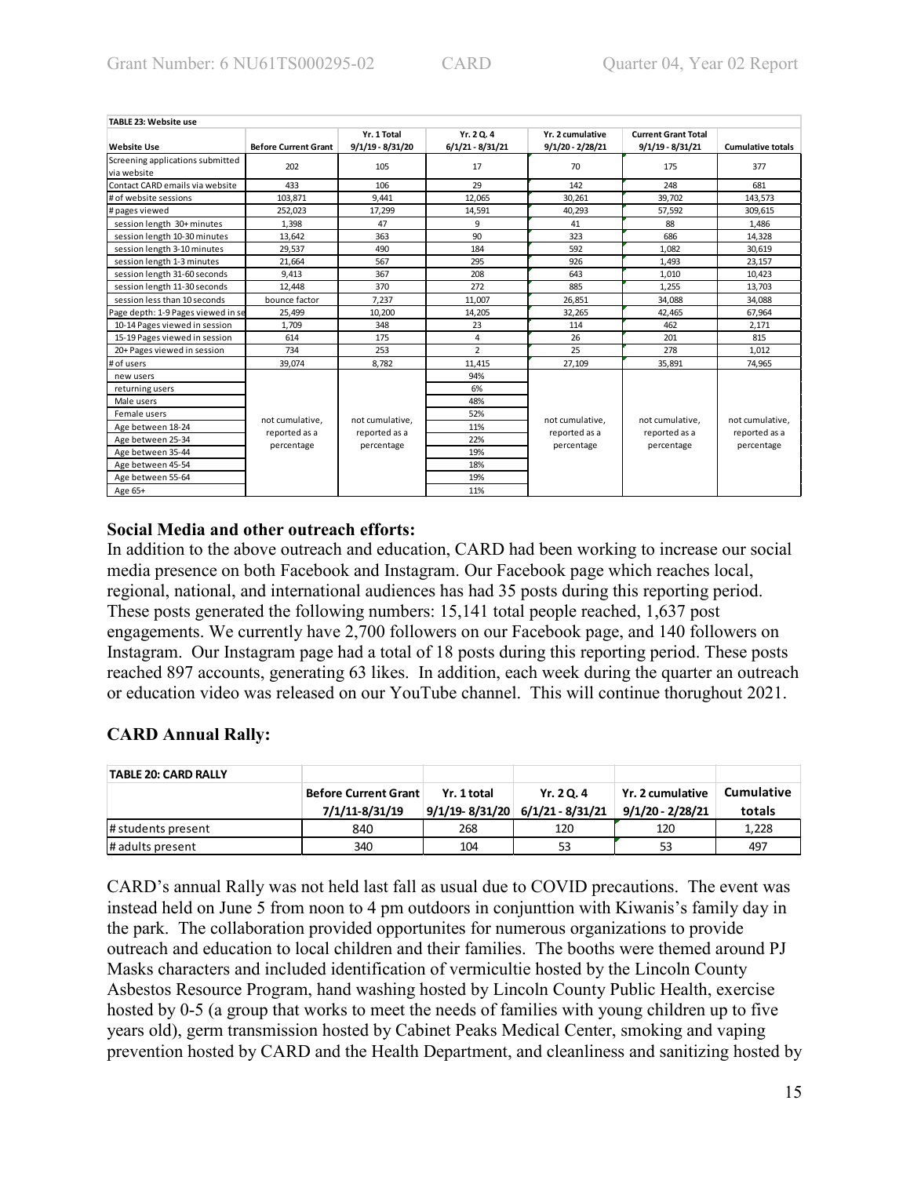| TABLE 23: Website use | | | | | | |
|---|---|---|---|---|---|---|
| Website Use | Before Current Grant | Yr. 1 Total 9/1/19 - 8/31/20 | Yr. 2 Q. 4 6/1/21 - 8/31/21 | Yr. 2 cumulative 9/1/20 - 2/28/21 | Current Grant Total 9/1/19 - 8/31/21 | Cumulative totals |
| Screening applications submitted via website | 202 | 105 | 17 | 70 | 175 | 377 |
| Contact CARD emails via website | 433 | 106 | 29 | 142 | 248 | 681 |
| # of website sessions | 103,871 | 9,441 | 12,065 | 30,261 | 39,702 | 143,573 |
| # pages viewed | 252,023 | 17,299 | 14,591 | 40,293 | 57,592 | 309,615 |
| session length 30+ minutes | 1,398 | 47 | 9 | 41 | 88 | 1,486 |
| session length 10-30 minutes | 13,642 | 363 | 90 | 323 | 686 | 14,328 |
| session length 3-10 minutes | 29,537 | 490 | 184 | 592 | 1,082 | 30,619 |
| session length 1-3 minutes | 21,664 | 567 | 295 | 926 | 1,493 | 23,157 |
| session length 31-60 seconds | 9,413 | 367 | 208 | 643 | 1,010 | 10,423 |
| session length 11-30 seconds | 12,448 | 370 | 272 | 885 | 1,255 | 13,703 |
| session less than 10 seconds | bounce factor | 7,237 | 11,007 | 26,851 | 34,088 | 34,088 |
| Page depth: 1-9 Pages viewed in se | 25,499 | 10,200 | 14,205 | 32,265 | 42,465 | 67,964 |
| 10-14 Pages viewed in session | 1,709 | 348 | 23 | 114 | 462 | 2,171 |
| 15-19 Pages viewed in session | 614 | 175 | 4 | 26 | 201 | 815 |
| 20+ Pages viewed in session | 734 | 253 | 2 | 25 | 278 | 1,012 |
| # of users | 39,074 | 8,782 | 11,415 | 27,109 | 35,891 | 74,965 |
| new users | not cumulative, reported as a percentage | not cumulative, reported as a percentage | 94% | not cumulative, reported as a percentage | not cumulative, reported as a percentage | not cumulative, reported as a percentage |
| returning users | | | 6% | | | |
| Male users | | | 48% | | | |
| Female users | | | 52% | | | |
| Age between 18-24 | | | 11% | | | |
| Age between 25-34 | | | 22% | | | |
| Age between 35-44 | | | 19% | | | |
| Age between 45-54 | | | 18% | | | |
| Age between 55-64 | | | 19% | | | |
| Age 65+ | | | 11% | | | |

## Social Media and other outreach efforts:

In addition to the above outreach and education, CARD had been working to increase our social media presence on both Facebook and Instagram. Our Facebook page which reaches local, regional, national, and international audiences has had 35 posts during this reporting period. These posts generated the following numbers: 15,141 total people reached, 1,637 post engagements. We currently have 2,700 followers on our Facebook page, and 140 followers on Instagram. Our Instagram page had a total of 18 posts during this reporting period. These posts reached 897 accounts, generating 63 likes. In addition, each week during the quarter an outreach or education video was released on our YouTube channel. This will continue thorughout 2021.

## CARD Annual Rally:

| TABLE 20: CARD RALLY | | | | | |
|---|---|---|---|---|---|
| | Before Current Grant 7/1/11-8/31/19 | Yr. 1 total 9/1/19- 8/31/20 | Yr. 2 Q. 4 6/1/21 - 8/31/21 | Yr. 2 cumulative 9/1/20 - 2/28/21 | Cumulative totals |
| # students present | 840 | 268 | 120 | 120 | 1,228 |
| # adults present | 340 | 104 | 53 | 53 | 497 |

CARD's annual Rally was not held last fall as usual due to COVID precautions. The event was instead held on June 5 from noon to 4 pm outdoors in conjunttion with Kiwanis's family day in the park. The collaboration provided opportunites for numerous organizations to provide outreach and education to local children and their families. The booths were themed around PJ Masks characters and included identification of vermicultie hosted by the Lincoln County Asbestos Resource Program, hand washing hosted by Lincoln County Public Health, exercise hosted by 0-5 (a group that works to meet the needs of families with young children up to five years old), germ transmission hosted by Cabinet Peaks Medical Center, smoking and vaping prevention hosted by CARD and the Health Department, and cleanliness and sanitizing hosted by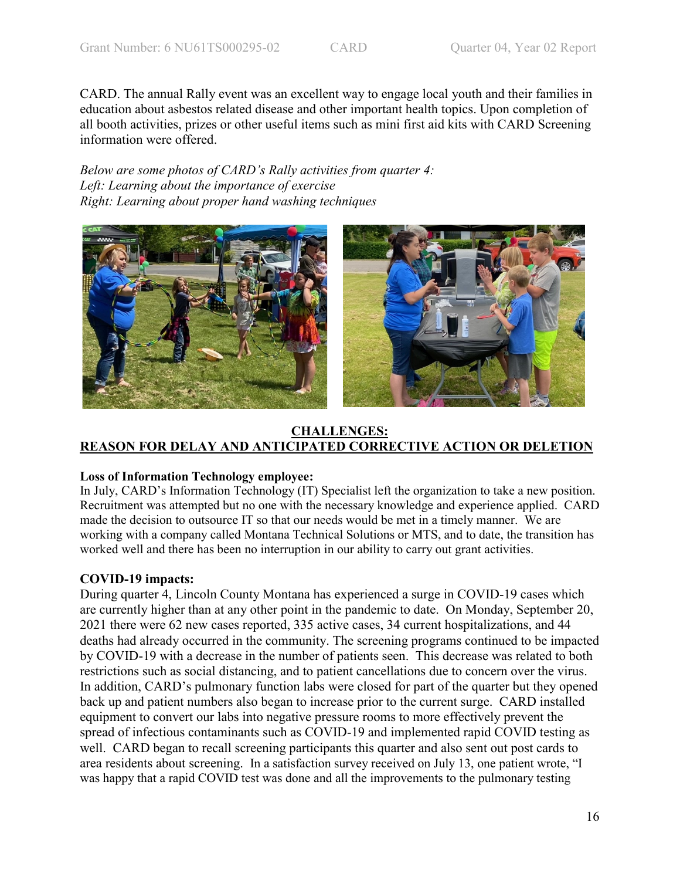CARD. The annual Rally event was an excellent way to engage local youth and their families in education about asbestos related disease and other important health topics. Upon completion of all booth activities, prizes or other useful items such as mini first aid kits with CARD Screening information were offered.

*Below are some photos of CARD's Rally activities from quarter 4:*
*Left: Learning about the importance of exercise*
*Right: Learning about proper hand washing techniques*

## CHALLENGES:
## REASON FOR DELAY AND ANTICIPATED CORRECTIVE ACTION OR DELETION

**Loss of Information Technology employee:**
In July, CARD's Information Technology (IT) Specialist left the organization to take a new position. Recruitment was attempted but no one with the necessary knowledge and experience applied. CARD made the decision to outsource IT so that our needs would be met in a timely manner. We are working with a company called Montana Technical Solutions or MTS, and to date, the transition has worked well and there has been no interruption in our ability to carry out grant activities.

**COVID-19 impacts:**
During quarter 4, Lincoln County Montana has experienced a surge in COVID-19 cases which are currently higher than at any other point in the pandemic to date. On Monday, September 20, 2021 there were 62 new cases reported, 335 active cases, 34 current hospitalizations, and 44 deaths had already occurred in the community. The screening programs continued to be impacted by COVID-19 with a decrease in the number of patients seen. This decrease was related to both restrictions such as social distancing, and to patient cancellations due to concern over the virus. In addition, CARD's pulmonary function labs were closed for part of the quarter but they opened back up and patient numbers also began to increase prior to the current surge. CARD installed equipment to convert our labs into negative pressure rooms to more effectively prevent the spread of infectious contaminants such as COVID-19 and implemented rapid COVID testing as well. CARD began to recall screening participants this quarter and also sent out post cards to area residents about screening. In a satisfaction survey received on July 13, one patient wrote, "I was happy that a rapid COVID test was done and all the improvements to the pulmonary testing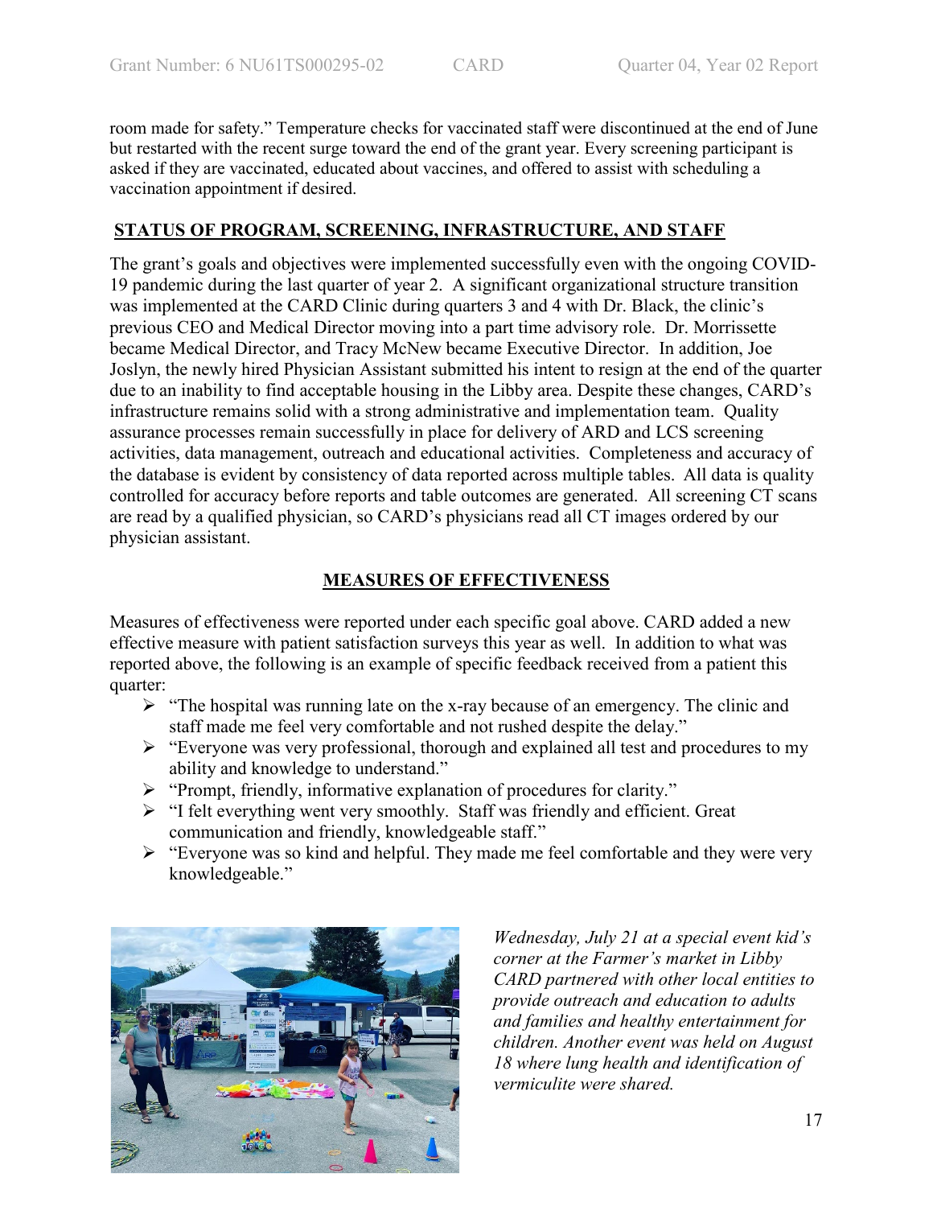room made for safety." Temperature checks for vaccinated staff were discontinued at the end of June but restarted with the recent surge toward the end of the grant year. Every screening participant is asked if they are vaccinated, educated about vaccines, and offered to assist with scheduling a vaccination appointment if desired.

## STATUS OF PROGRAM, SCREENING, INFRASTRUCTURE, AND STAFF

The grant's goals and objectives were implemented successfully even with the ongoing COVID-19 pandemic during the last quarter of year 2. A significant organizational structure transition was implemented at the CARD Clinic during quarters 3 and 4 with Dr. Black, the clinic's previous CEO and Medical Director moving into a part time advisory role. Dr. Morrissette became Medical Director, and Tracy McNew became Executive Director. In addition, Joe Joslyn, the newly hired Physician Assistant submitted his intent to resign at the end of the quarter due to an inability to find acceptable housing in the Libby area. Despite these changes, CARD's infrastructure remains solid with a strong administrative and implementation team. Quality assurance processes remain successfully in place for delivery of ARD and LCS screening activities, data management, outreach and educational activities. Completeness and accuracy of the database is evident by consistency of data reported across multiple tables. All data is quality controlled for accuracy before reports and table outcomes are generated. All screening CT scans are read by a qualified physician, so CARD's physicians read all CT images ordered by our physician assistant.

## MEASURES OF EFFECTIVENESS

Measures of effectiveness were reported under each specific goal above. CARD added a new effective measure with patient satisfaction surveys this year as well. In addition to what was reported above, the following is an example of specific feedback received from a patient this quarter:

- "The hospital was running late on the x-ray because of an emergency. The clinic and staff made me feel very comfortable and not rushed despite the delay."
- "Everyone was very professional, thorough and explained all test and procedures to my ability and knowledge to understand."
- "Prompt, friendly, informative explanation of procedures for clarity."
- "I felt everything went very smoothly. Staff was friendly and efficient. Great communication and friendly, knowledgeable staff."
- "Everyone was so kind and helpful. They made me feel comfortable and they were very knowledgeable."

*Wednesday, July 21 at a special event kid's corner at the Farmer's market in Libby CARD partnered with other local entities to provide outreach and education to adults and families and healthy entertainment for children. Another event was held on August 18 where lung health and identification of vermiculite were shared.*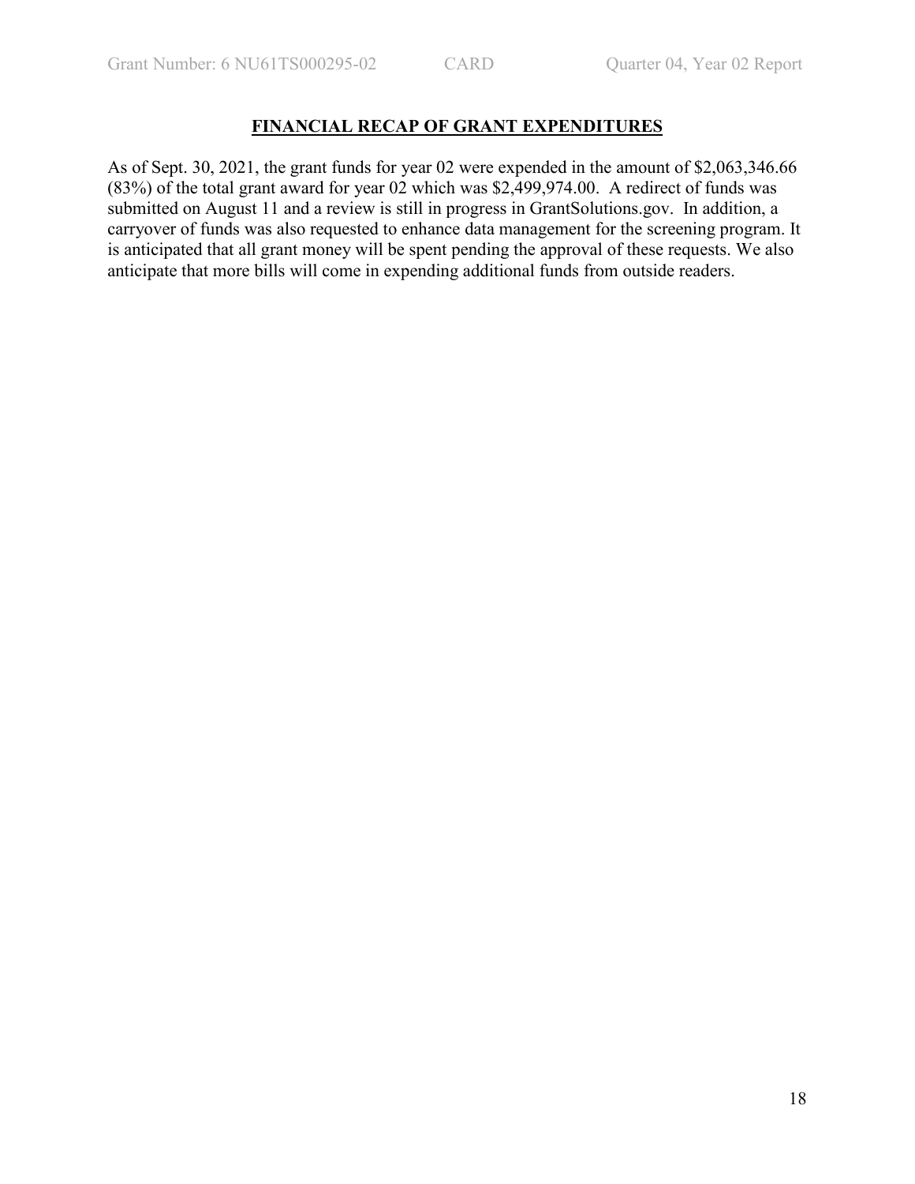## FINANCIAL RECAP OF GRANT EXPENDITURES

As of Sept. 30, 2021, the grant funds for year 02 were expended in the amount of $2,063,346.66 (83%) of the total grant award for year 02 which was $2,499,974.00. A redirect of funds was submitted on August 11 and a review is still in progress in GrantSolutions.gov. In addition, a carryover of funds was also requested to enhance data management for the screening program. It is anticipated that all grant money will be spent pending the approval of these requests. We also anticipate that more bills will come in expending additional funds from outside readers.